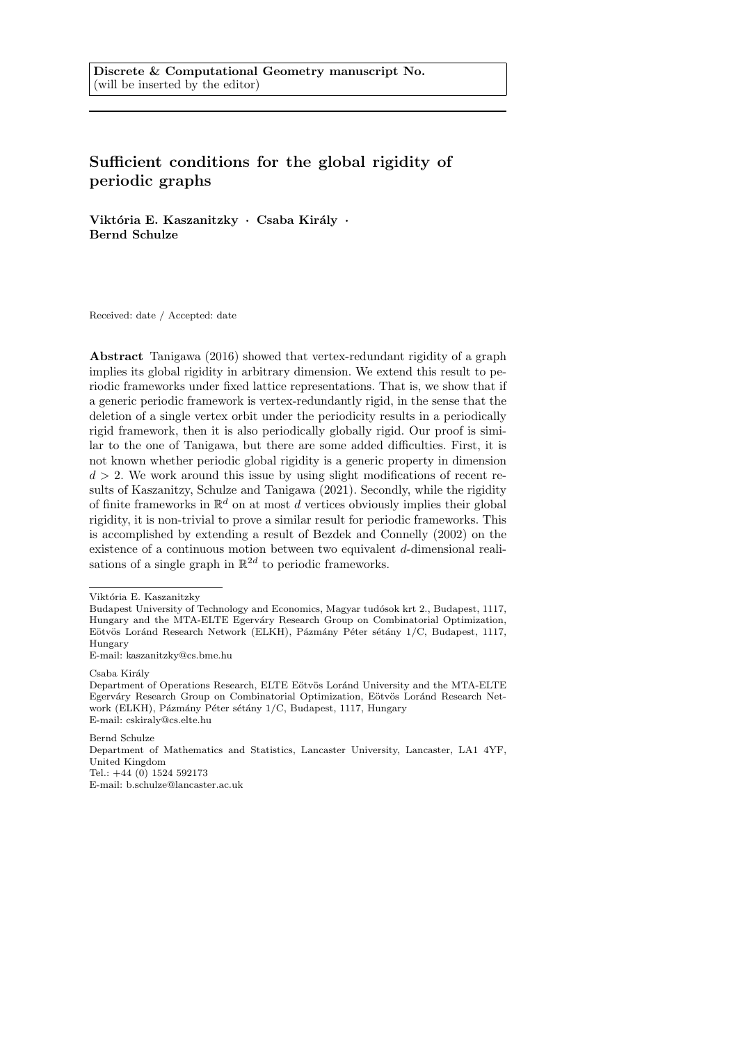**Discrete & Computational Geometry manuscript No.**
(will be inserted by the editor)

# Sufficient conditions for the global rigidity of periodic graphs

**Viktória E. Kaszanitzky · Csaba Király · Bernd Schulze**

Received: date / Accepted: date

**Abstract** Tanigawa (2016) showed that vertex-redundant rigidity of a graph implies its global rigidity in arbitrary dimension. We extend this result to periodic frameworks under fixed lattice representations. That is, we show that if a generic periodic framework is vertex-redundantly rigid, in the sense that the deletion of a single vertex orbit under the periodicity results in a periodically rigid framework, then it is also periodically globally rigid. Our proof is similar to the one of Tanigawa, but there are some added difficulties. First, it is not known whether periodic global rigidity is a generic property in dimension $d > 2$. We work around this issue by using slight modifications of recent results of Kaszanitzy, Schulze and Tanigawa (2021). Secondly, while the rigidity of finite frameworks in $\mathbb{R}^d$ on at most $d$ vertices obviously implies their global rigidity, it is non-trivial to prove a similar result for periodic frameworks. This is accomplished by extending a result of Bezdek and Connelly (2002) on the existence of a continuous motion between two equivalent $d$-dimensional realisations of a single graph in $\mathbb{R}^{2d}$ to periodic frameworks.

---

Viktória E. Kaszanitzky
Budapest University of Technology and Economics, Magyar tudósok krt 2., Budapest, 1117, Hungary and the MTA-ELTE Egerváry Research Group on Combinatorial Optimization, Eötvös Loránd Research Network (ELKH), Pázmány Péter sétány 1/C, Budapest, 1117, Hungary
E-mail: kaszanitzky@cs.bme.hu

Csaba Király
Department of Operations Research, ELTE Eötvös Loránd University and the MTA-ELTE Egerváry Research Group on Combinatorial Optimization, Eötvös Loránd Research Network (ELKH), Pázmány Péter sétány 1/C, Budapest, 1117, Hungary
E-mail: cskiraly@cs.elte.hu

Bernd Schulze
Department of Mathematics and Statistics, Lancaster University, Lancaster, LA1 4YF, United Kingdom
Tel.: +44 (0) 1524 592173
E-mail: b.schulze@lancaster.ac.uk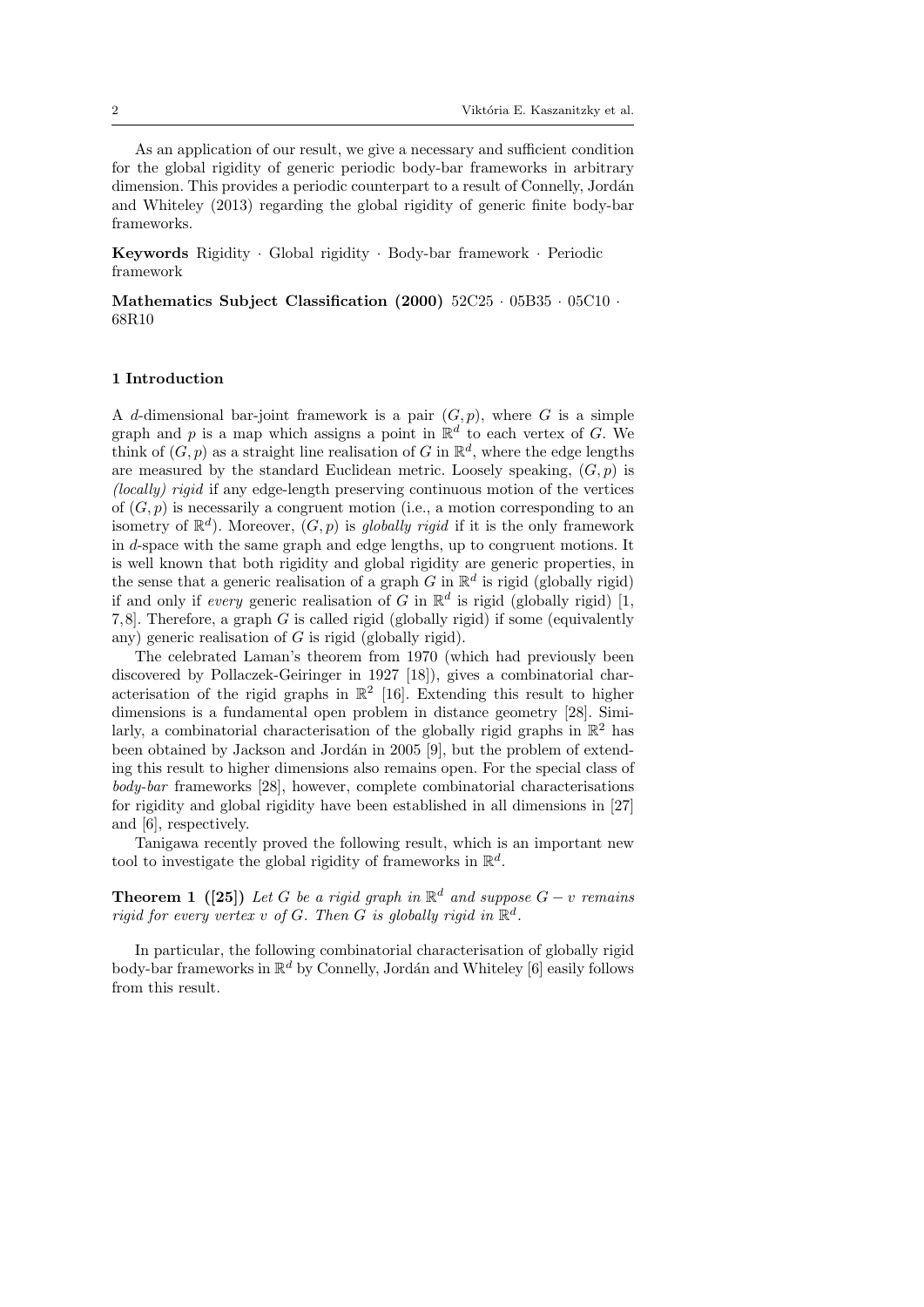As an application of our result, we give a necessary and sufficient condition for the global rigidity of generic periodic body-bar frameworks in arbitrary dimension. This provides a periodic counterpart to a result of Connelly, Jordán and Whiteley (2013) regarding the global rigidity of generic finite body-bar frameworks.

**Keywords** Rigidity · Global rigidity · Body-bar framework · Periodic framework

**Mathematics Subject Classification (2000)** 52C25 · 05B35 · 05C10 · 68R10

## 1 Introduction

A $d$-dimensional bar-joint framework is a pair $(G, p)$, where $G$ is a simple graph and $p$ is a map which assigns a point in $\mathbb{R}^d$ to each vertex of $G$. We think of $(G, p)$ as a straight line realisation of $G$ in $\mathbb{R}^d$, where the edge lengths are measured by the standard Euclidean metric. Loosely speaking, $(G, p)$ is *(locally) rigid* if any edge-length preserving continuous motion of the vertices of $(G, p)$ is necessarily a congruent motion (i.e., a motion corresponding to an isometry of $\mathbb{R}^d$). Moreover, $(G, p)$ is *globally rigid* if it is the only framework in $d$-space with the same graph and edge lengths, up to congruent motions. It is well known that both rigidity and global rigidity are generic properties, in the sense that a generic realisation of a graph $G$ in $\mathbb{R}^d$ is rigid (globally rigid) if and only if *every* generic realisation of $G$ in $\mathbb{R}^d$ is rigid (globally rigid) [1, 7, 8]. Therefore, a graph $G$ is called rigid (globally rigid) if some (equivalently any) generic realisation of $G$ is rigid (globally rigid).

The celebrated Laman's theorem from 1970 (which had previously been discovered by Pollaczek-Geiringer in 1927 [18]), gives a combinatorial characterisation of the rigid graphs in $\mathbb{R}^2$ [16]. Extending this result to higher dimensions is a fundamental open problem in distance geometry [28]. Similarly, a combinatorial characterisation of the globally rigid graphs in $\mathbb{R}^2$ has been obtained by Jackson and Jordán in 2005 [9], but the problem of extending this result to higher dimensions also remains open. For the special class of *body-bar* frameworks [28], however, complete combinatorial characterisations for rigidity and global rigidity have been established in all dimensions in [27] and [6], respectively.

Tanigawa recently proved the following result, which is an important new tool to investigate the global rigidity of frameworks in $\mathbb{R}^d$.

**Theorem 1 ([25])** *Let $G$ be a rigid graph in $\mathbb{R}^d$ and suppose $G - v$ remains rigid for every vertex $v$ of $G$. Then $G$ is globally rigid in $\mathbb{R}^d$.*

In particular, the following combinatorial characterisation of globally rigid body-bar frameworks in $\mathbb{R}^d$ by Connelly, Jordán and Whiteley [6] easily follows from this result.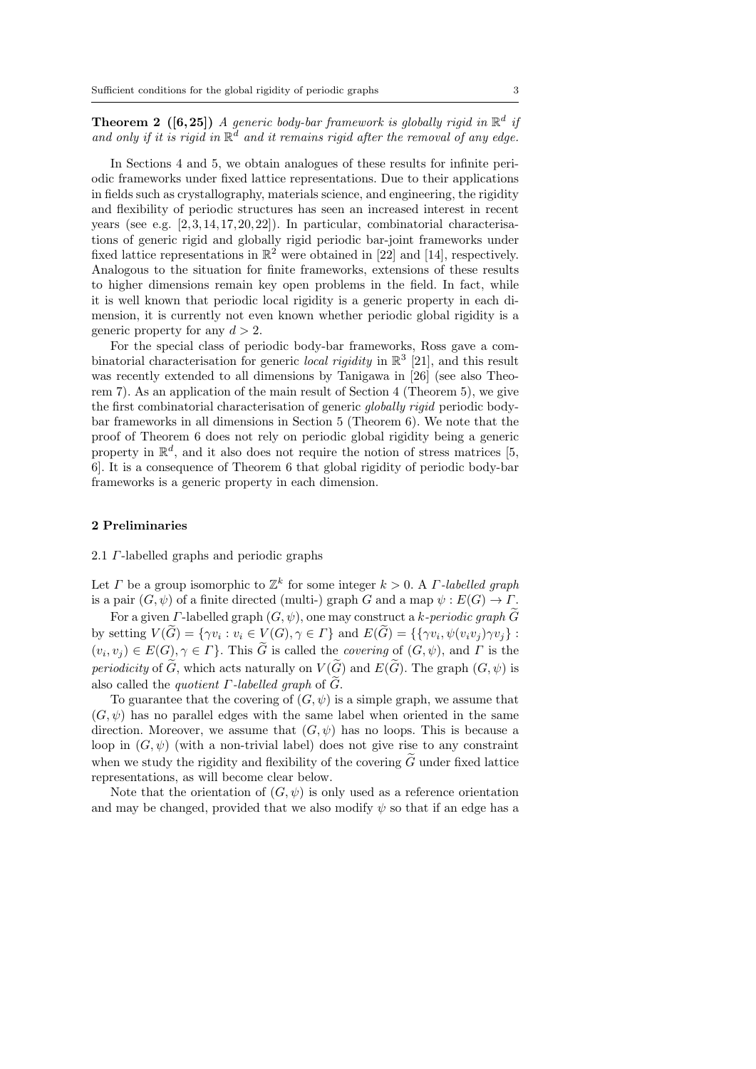**Theorem 2 ([6,25])** *A generic body-bar framework is globally rigid in $\mathbb{R}^d$ if and only if it is rigid in $\mathbb{R}^d$ and it remains rigid after the removal of any edge.*

In Sections 4 and 5, we obtain analogues of these results for infinite periodic frameworks under fixed lattice representations. Due to their applications in fields such as crystallography, materials science, and engineering, the rigidity and flexibility of periodic structures has seen an increased interest in recent years (see e.g. [2,3,14,17,20,22]). In particular, combinatorial characterisations of generic rigid and globally rigid periodic bar-joint frameworks under fixed lattice representations in $\mathbb{R}^2$ were obtained in [22] and [14], respectively. Analogous to the situation for finite frameworks, extensions of these results to higher dimensions remain key open problems in the field. In fact, while it is well known that periodic local rigidity is a generic property in each dimension, it is currently not even known whether periodic global rigidity is a generic property for any $d > 2$.

For the special class of periodic body-bar frameworks, Ross gave a combinatorial characterisation for generic *local rigidity* in $\mathbb{R}^3$ [21], and this result was recently extended to all dimensions by Tanigawa in [26] (see also Theorem 7). As an application of the main result of Section 4 (Theorem 5), we give the first combinatorial characterisation of generic *globally rigid* periodic body-bar frameworks in all dimensions in Section 5 (Theorem 6). We note that the proof of Theorem 6 does not rely on periodic global rigidity being a generic property in $\mathbb{R}^d$, and it also does not require the notion of stress matrices [5, 6]. It is a consequence of Theorem 6 that global rigidity of periodic body-bar frameworks is a generic property in each dimension.

## 2 Preliminaries

### 2.1 $\Gamma$-labelled graphs and periodic graphs

Let $\Gamma$ be a group isomorphic to $\mathbb{Z}^k$ for some integer $k > 0$. A *$\Gamma$-labelled graph* is a pair $(G, \psi)$ of a finite directed (multi-) graph $G$ and a map $\psi : E(G) \to \Gamma$.

For a given $\Gamma$-labelled graph $(G, \psi)$, one may construct a *$k$-periodic graph* $\widetilde{G}$ by setting $V(\widetilde{G}) = \{\gamma v_i : v_i \in V(G), \gamma \in \Gamma\}$ and $E(\widetilde{G}) = \{\{\gamma v_i, \psi(v_i v_j)\gamma v_j\} : (v_i, v_j) \in E(G), \gamma \in \Gamma\}$. This $\widetilde{G}$ is called the *covering* of $(G, \psi)$, and $\Gamma$ is the *periodicity* of $\widetilde{G}$, which acts naturally on $V(\widetilde{G})$ and $E(\widetilde{G})$. The graph $(G, \psi)$ is also called the *quotient $\Gamma$-labelled graph* of $\widetilde{G}$.

To guarantee that the covering of $(G, \psi)$ is a simple graph, we assume that $(G, \psi)$ has no parallel edges with the same label when oriented in the same direction. Moreover, we assume that $(G, \psi)$ has no loops. This is because a loop in $(G, \psi)$ (with a non-trivial label) does not give rise to any constraint when we study the rigidity and flexibility of the covering $\widetilde{G}$ under fixed lattice representations, as will become clear below.

Note that the orientation of $(G, \psi)$ is only used as a reference orientation and may be changed, provided that we also modify $\psi$ so that if an edge has a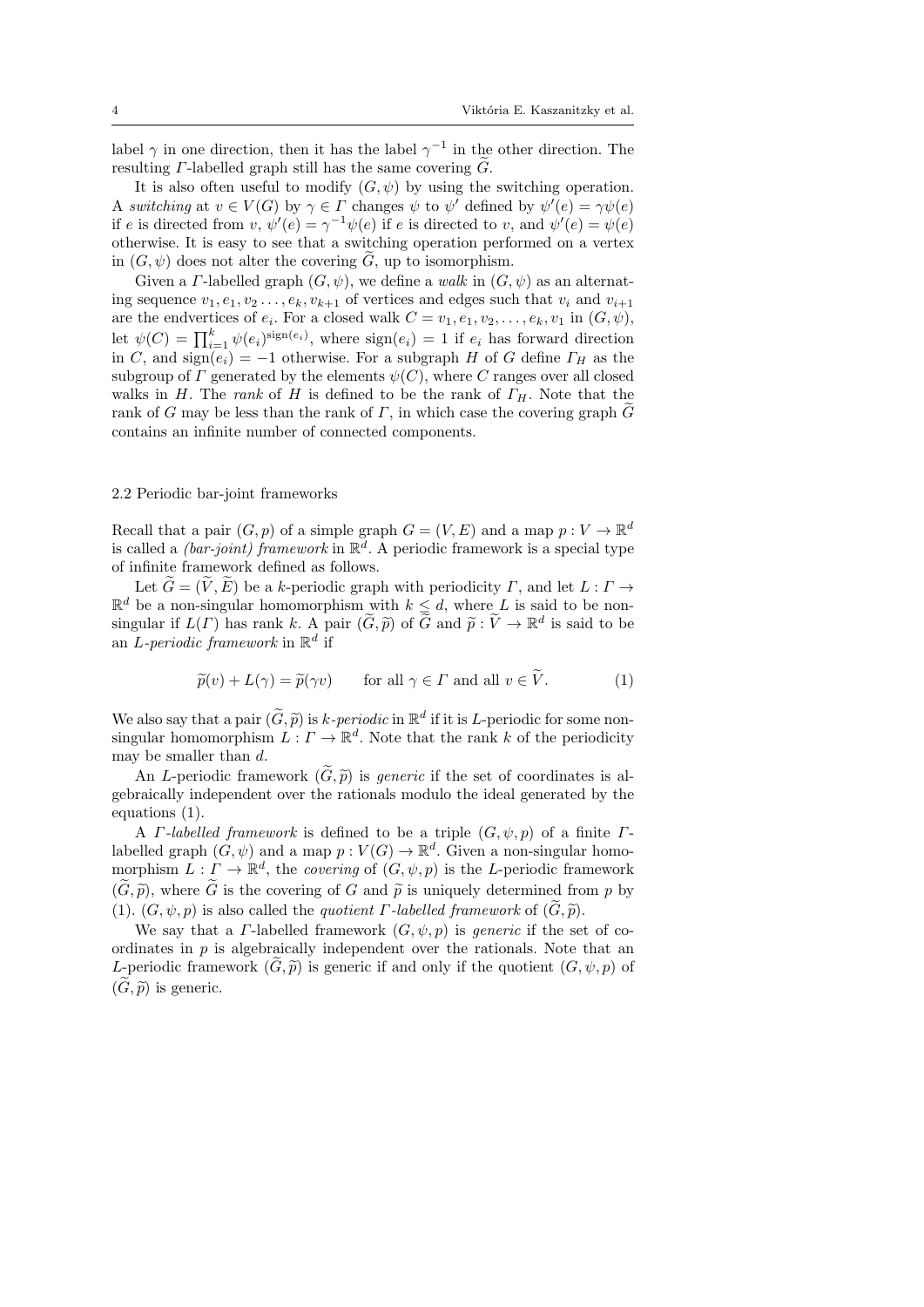label $\gamma$ in one direction, then it has the label $\gamma^{-1}$ in the other direction. The resulting $\Gamma$-labelled graph still has the same covering $\widetilde{G}$.

It is also often useful to modify $(G, \psi)$ by using the switching operation. A *switching* at $v \in V(G)$ by $\gamma \in \Gamma$ changes $\psi$ to $\psi'$ defined by $\psi'(e) = \gamma\psi(e)$ if $e$ is directed from $v$, $\psi'(e) = \gamma^{-1}\psi(e)$ if $e$ is directed to $v$, and $\psi'(e) = \psi(e)$ otherwise. It is easy to see that a switching operation performed on a vertex in $(G, \psi)$ does not alter the covering $\widetilde{G}$, up to isomorphism.

Given a $\Gamma$-labelled graph $(G, \psi)$, we define a *walk* in $(G, \psi)$ as an alternating sequence $v_1, e_1, v_2 \dots, e_k, v_{k+1}$ of vertices and edges such that $v_i$ and $v_{i+1}$ are the endvertices of $e_i$. For a closed walk $C = v_1, e_1, v_2, \dots, e_k, v_1$ in $(G, \psi)$, let $\psi(C) = \prod_{i=1}^{k} \psi(e_i)^{\mathrm{sign}(e_i)}$, where $\mathrm{sign}(e_i) = 1$ if $e_i$ has forward direction in $C$, and $\mathrm{sign}(e_i) = -1$ otherwise. For a subgraph $H$ of $G$ define $\Gamma_H$ as the subgroup of $\Gamma$ generated by the elements $\psi(C)$, where $C$ ranges over all closed walks in $H$. The *rank* of $H$ is defined to be the rank of $\Gamma_H$. Note that the rank of $G$ may be less than the rank of $\Gamma$, in which case the covering graph $\widetilde{G}$ contains an infinite number of connected components.

## 2.2 Periodic bar-joint frameworks

Recall that a pair $(G, p)$ of a simple graph $G = (V, E)$ and a map $p : V \to \mathbb{R}^d$ is called a *(bar-joint) framework* in $\mathbb{R}^d$. A periodic framework is a special type of infinite framework defined as follows.

Let $\widetilde{G} = (\widetilde{V}, \widetilde{E})$ be a $k$-periodic graph with periodicity $\Gamma$, and let $L : \Gamma \to \mathbb{R}^d$ be a non-singular homomorphism with $k \leq d$, where $L$ is said to be non-singular if $L(\Gamma)$ has rank $k$. A pair $(\widetilde{G}, \widetilde{p})$ of $\widetilde{G}$ and $\widetilde{p} : \widetilde{V} \to \mathbb{R}^d$ is said to be an *$L$-periodic framework* in $\mathbb{R}^d$ if

$$\widetilde{p}(v) + L(\gamma) = \widetilde{p}(\gamma v) \qquad \text{for all } \gamma \in \Gamma \text{ and all } v \in \widetilde{V}. \tag{1}$$

We also say that a pair $(\widetilde{G}, \widetilde{p})$ is *$k$-periodic* in $\mathbb{R}^d$ if it is $L$-periodic for some non-singular homomorphism $L : \Gamma \to \mathbb{R}^d$. Note that the rank $k$ of the periodicity may be smaller than $d$.

An $L$-periodic framework $(\widetilde{G}, \widetilde{p})$ is *generic* if the set of coordinates is algebraically independent over the rationals modulo the ideal generated by the equations (1).

A *$\Gamma$-labelled framework* is defined to be a triple $(G, \psi, p)$ of a finite $\Gamma$-labelled graph $(G, \psi)$ and a map $p : V(G) \to \mathbb{R}^d$. Given a non-singular homomorphism $L : \Gamma \to \mathbb{R}^d$, the *covering* of $(G, \psi, p)$ is the $L$-periodic framework $(\widetilde{G}, \widetilde{p})$, where $\widetilde{G}$ is the covering of $G$ and $\widetilde{p}$ is uniquely determined from $p$ by (1). $(G, \psi, p)$ is also called the *quotient $\Gamma$-labelled framework* of $(\widetilde{G}, \widetilde{p})$.

We say that a $\Gamma$-labelled framework $(G, \psi, p)$ is *generic* if the set of coordinates in $p$ is algebraically independent over the rationals. Note that an $L$-periodic framework $(\widetilde{G}, \widetilde{p})$ is generic if and only if the quotient $(G, \psi, p)$ of $(\widetilde{G}, \widetilde{p})$ is generic.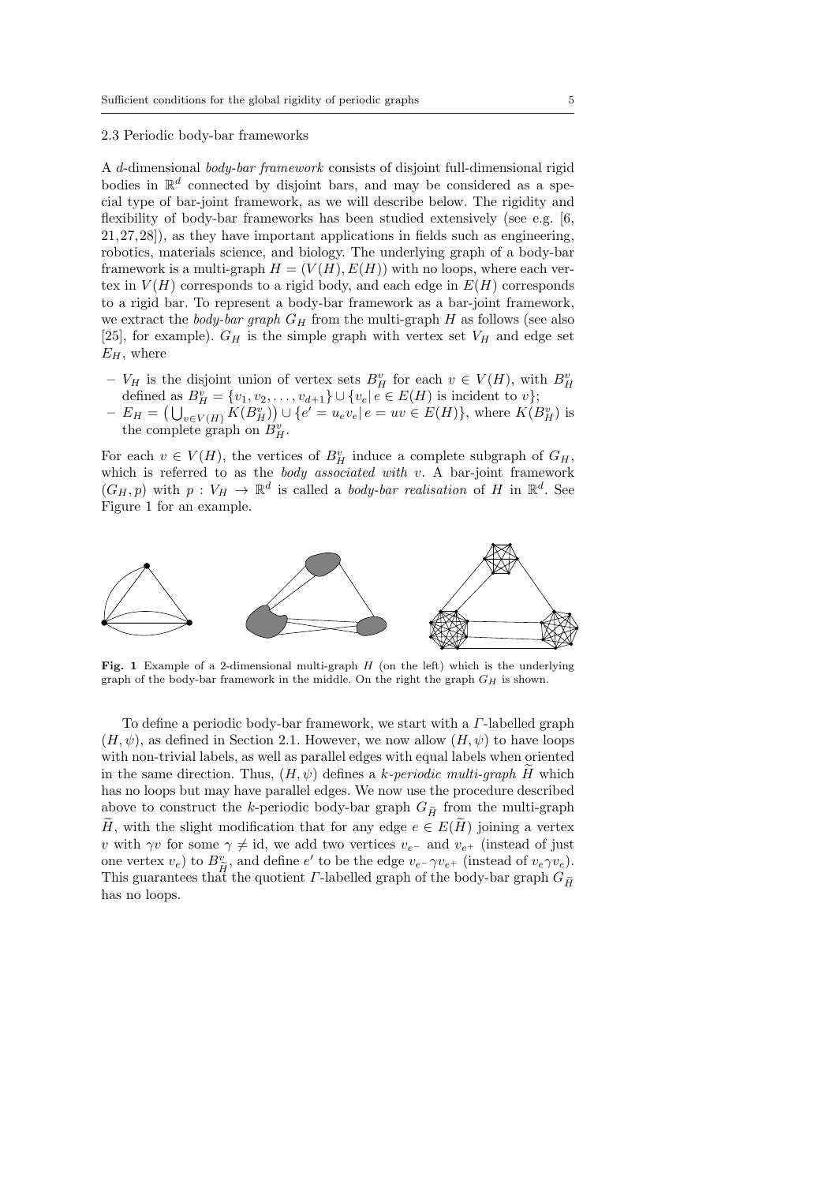### 2.3 Periodic body-bar frameworks

A $d$-dimensional *body-bar framework* consists of disjoint full-dimensional rigid bodies in $\mathbb{R}^d$ connected by disjoint bars, and may be considered as a special type of bar-joint framework, as we will describe below. The rigidity and flexibility of body-bar frameworks has been studied extensively (see e.g. [6, 21, 27, 28]), as they have important applications in fields such as engineering, robotics, materials science, and biology. The underlying graph of a body-bar framework is a multi-graph $H = (V(H), E(H))$ with no loops, where each vertex in $V(H)$ corresponds to a rigid body, and each edge in $E(H)$ corresponds to a rigid bar. To represent a body-bar framework as a bar-joint framework, we extract the *body-bar graph* $G_H$ from the multi-graph $H$ as follows (see also [25], for example). $G_H$ is the simple graph with vertex set $V_H$ and edge set $E_H$, where

- $V_H$ is the disjoint union of vertex sets $B_H^v$ for each $v \in V(H)$, with $B_H^v$ defined as $B_H^v = \{v_1, v_2, \ldots, v_{d+1}\} \cup \{v_e | \, e \in E(H) \text{ is incident to } v\}$;
- $E_H = \left(\bigcup_{v \in V(H)} K(B_H^v)\right) \cup \{e' = u_e v_e | \, e = uv \in E(H)\}$, where $K(B_H^v)$ is the complete graph on $B_H^v$.

For each $v \in V(H)$, the vertices of $B_H^v$ induce a complete subgraph of $G_H$, which is referred to as the *body associated with* $v$. A bar-joint framework $(G_H, p)$ with $p : V_H \to \mathbb{R}^d$ is called a *body-bar realisation* of $H$ in $\mathbb{R}^d$. See Figure 1 for an example.

**Fig. 1** Example of a 2-dimensional multi-graph $H$ (on the left) which is the underlying graph of the body-bar framework in the middle. On the right the graph $G_H$ is shown.

To define a periodic body-bar framework, we start with a $\Gamma$-labelled graph $(H, \psi)$, as defined in Section 2.1. However, we now allow $(H, \psi)$ to have loops with non-trivial labels, as well as parallel edges with equal labels when oriented in the same direction. Thus, $(H, \psi)$ defines a *$k$-periodic multi-graph* $\widetilde{H}$ which has no loops but may have parallel edges. We now use the procedure described above to construct the $k$-periodic body-bar graph $G_{\widetilde{H}}$ from the multi-graph $\widetilde{H}$, with the slight modification that for any edge $e \in E(\widetilde{H})$ joining a vertex $v$ with $\gamma v$ for some $\gamma \neq \text{id}$, we add two vertices $v_{e^-}$ and $v_{e^+}$ (instead of just one vertex $v_e$) to $B_{\widetilde{H}}^v$, and define $e'$ to be the edge $v_{e^-}\gamma v_{e^+}$ (instead of $v_e \gamma v_e$). This guarantees that the quotient $\Gamma$-labelled graph of the body-bar graph $G_{\widetilde{H}}$ has no loops.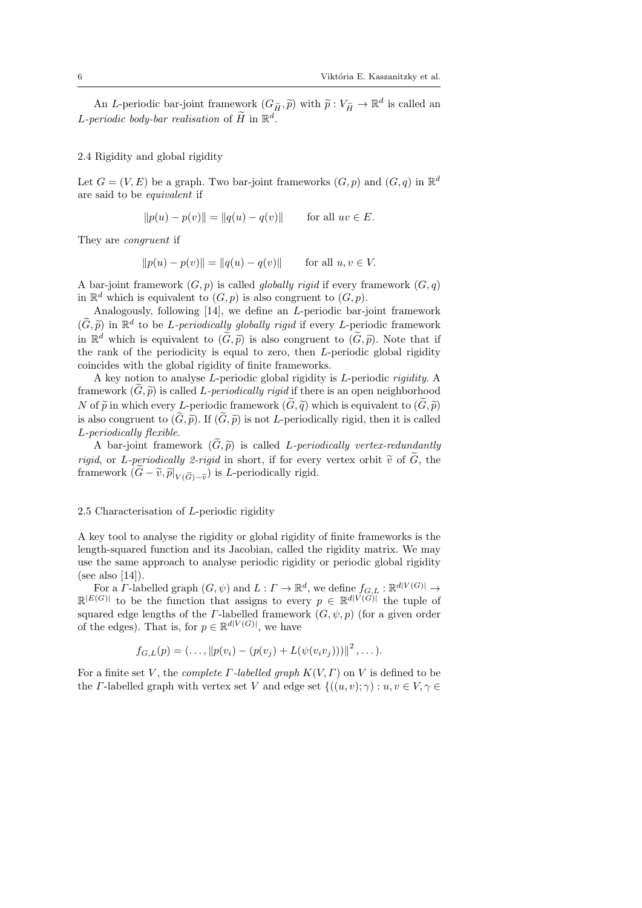An $L$-periodic bar-joint framework $(G_{\widetilde{H}}, \widetilde{p})$ with $\widetilde{p} : V_{\widetilde{H}} \to \mathbb{R}^d$ is called an *$L$-periodic body-bar realisation* of $\widetilde{H}$ in $\mathbb{R}^d$.

## 2.4 Rigidity and global rigidity

Let $G = (V, E)$ be a graph. Two bar-joint frameworks $(G, p)$ and $(G, q)$ in $\mathbb{R}^d$ are said to be *equivalent* if

$$\|p(u) - p(v)\| = \|q(u) - q(v)\| \qquad \text{for all } uv \in E.$$

They are *congruent* if

$$\|p(u) - p(v)\| = \|q(u) - q(v)\| \qquad \text{for all } u, v \in V.$$

A bar-joint framework $(G, p)$ is called *globally rigid* if every framework $(G, q)$ in $\mathbb{R}^d$ which is equivalent to $(G, p)$ is also congruent to $(G, p)$.

Analogously, following [14], we define an $L$-periodic bar-joint framework $(\widetilde{G}, \widetilde{p})$ in $\mathbb{R}^d$ to be *$L$-periodically globally rigid* if every $L$-periodic framework in $\mathbb{R}^d$ which is equivalent to $(\widetilde{G}, \widetilde{p})$ is also congruent to $(\widetilde{G}, \widetilde{p})$. Note that if the rank of the periodicity is equal to zero, then $L$-periodic global rigidity coincides with the global rigidity of finite frameworks.

A key notion to analyse $L$-periodic global rigidity is $L$-periodic *rigidity*. A framework $(\widetilde{G}, \widetilde{p})$ is called *$L$-periodically rigid* if there is an open neighborhood $N$ of $\widetilde{p}$ in which every $L$-periodic framework $(\widetilde{G}, \widetilde{q})$ which is equivalent to $(\widetilde{G}, \widetilde{p})$ is also congruent to $(\widetilde{G}, \widetilde{p})$. If $(\widetilde{G}, \widetilde{p})$ is not $L$-periodically rigid, then it is called *$L$-periodically flexible*.

A bar-joint framework $(\widetilde{G}, \widetilde{p})$ is called *$L$-periodically vertex-redundantly rigid*, or *$L$-periodically 2-rigid* in short, if for every vertex orbit $\widetilde{v}$ of $\widetilde{G}$, the framework $(\widetilde{G} - \widetilde{v}, \widetilde{p}|_{V(\widetilde{G})-\widetilde{v}})$ is $L$-periodically rigid.

## 2.5 Characterisation of $L$-periodic rigidity

A key tool to analyse the rigidity or global rigidity of finite frameworks is the length-squared function and its Jacobian, called the rigidity matrix. We may use the same approach to analyse periodic rigidity or periodic global rigidity (see also [14]).

For a $\Gamma$-labelled graph $(G, \psi)$ and $L : \Gamma \to \mathbb{R}^d$, we define $f_{G,L} : \mathbb{R}^{d|V(G)|} \to \mathbb{R}^{|E(G)|}$ to be the function that assigns to every $p \in \mathbb{R}^{d|V(G)|}$ the tuple of squared edge lengths of the $\Gamma$-labelled framework $(G, \psi, p)$ (for a given order of the edges). That is, for $p \in \mathbb{R}^{d|V(G)|}$, we have

$$f_{G,L}(p) = (\ldots, \|p(v_i) - (p(v_j) + L(\psi(v_i v_j)))\|^2, \ldots).$$

For a finite set $V$, the *complete $\Gamma$-labelled graph* $K(V, \Gamma)$ on $V$ is defined to be the $\Gamma$-labelled graph with vertex set $V$ and edge set $\{((u, v); \gamma) : u, v \in V, \gamma \in$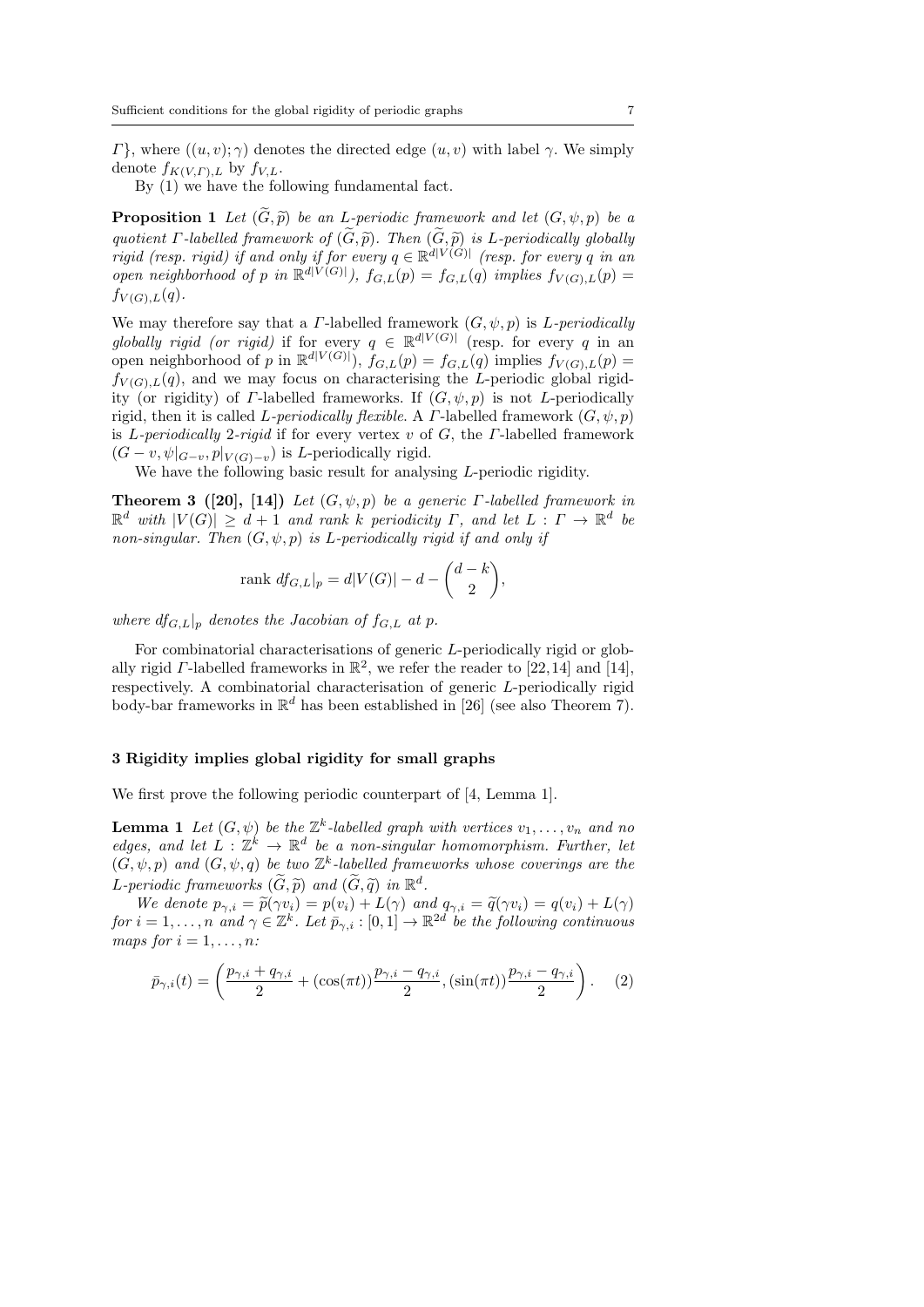$\Gamma\}$, where $((u,v);\gamma)$ denotes the directed edge $(u,v)$ with label $\gamma$. We simply denote $f_{K(V,\Gamma),L}$ by $f_{V,L}$.

By (1) we have the following fundamental fact.

**Proposition 1** *Let $(\widetilde{G},\widetilde{p})$ be an $L$-periodic framework and let $(G,\psi,p)$ be a quotient $\Gamma$-labelled framework of $(\widetilde{G},\widetilde{p})$. Then $(\widetilde{G},\widetilde{p})$ is $L$-periodically globally rigid (resp. rigid) if and only if for every $q\in\mathbb{R}^{d|V(G)|}$ (resp. for every $q$ in an open neighborhood of $p$ in $\mathbb{R}^{d|V(G)|}$), $f_{G,L}(p)=f_{G,L}(q)$ implies $f_{V(G),L}(p)=f_{V(G),L}(q)$.*

We may therefore say that a $\Gamma$-labelled framework $(G,\psi,p)$ is *$L$-periodically globally rigid (or rigid)* if for every $q\in\mathbb{R}^{d|V(G)|}$ (resp. for every $q$ in an open neighborhood of $p$ in $\mathbb{R}^{d|V(G)|}$), $f_{G,L}(p)=f_{G,L}(q)$ implies $f_{V(G),L}(p)=f_{V(G),L}(q)$, and we may focus on characterising the $L$-periodic global rigidity (or rigidity) of $\Gamma$-labelled frameworks. If $(G,\psi,p)$ is not $L$-periodically rigid, then it is called *$L$-periodically flexible*. A $\Gamma$-labelled framework $(G,\psi,p)$ is *$L$-periodically 2-rigid* if for every vertex $v$ of $G$, the $\Gamma$-labelled framework $(G-v,\psi|_{G-v},p|_{V(G)-v})$ is $L$-periodically rigid.

We have the following basic result for analysing $L$-periodic rigidity.

**Theorem 3 ([20], [14])** *Let $(G,\psi,p)$ be a generic $\Gamma$-labelled framework in $\mathbb{R}^d$ with $|V(G)|\geq d+1$ and rank $k$ periodicity $\Gamma$, and let $L:\Gamma\to\mathbb{R}^d$ be non-singular. Then $(G,\psi,p)$ is $L$-periodically rigid if and only if*

$$\text{rank } df_{G,L}|_p = d|V(G)| - d - \binom{d-k}{2},$$

*where $df_{G,L}|_p$ denotes the Jacobian of $f_{G,L}$ at $p$.*

For combinatorial characterisations of generic $L$-periodically rigid or globally rigid $\Gamma$-labelled frameworks in $\mathbb{R}^2$, we refer the reader to [22,14] and [14], respectively. A combinatorial characterisation of generic $L$-periodically rigid body-bar frameworks in $\mathbb{R}^d$ has been established in [26] (see also Theorem 7).

## 3 Rigidity implies global rigidity for small graphs

We first prove the following periodic counterpart of [4, Lemma 1].

**Lemma 1** *Let $(G,\psi)$ be the $\mathbb{Z}^k$-labelled graph with vertices $v_1,\ldots,v_n$ and no edges, and let $L:\mathbb{Z}^k\to\mathbb{R}^d$ be a non-singular homomorphism. Further, let $(G,\psi,p)$ and $(G,\psi,q)$ be two $\mathbb{Z}^k$-labelled frameworks whose coverings are the $L$-periodic frameworks $(\widetilde{G},\widetilde{p})$ and $(\widetilde{G},\widetilde{q})$ in $\mathbb{R}^d$.*

*We denote $p_{\gamma,i}=\widetilde{p}(\gamma v_i)=p(v_i)+L(\gamma)$ and $q_{\gamma,i}=\widetilde{q}(\gamma v_i)=q(v_i)+L(\gamma)$ for $i=1,\ldots,n$ and $\gamma\in\mathbb{Z}^k$. Let $\bar{p}_{\gamma,i}:[0,1]\to\mathbb{R}^{2d}$ be the following continuous maps for $i=1,\ldots,n$:*

$$\bar{p}_{\gamma,i}(t)=\left(\frac{p_{\gamma,i}+q_{\gamma,i}}{2}+(\cos(\pi t))\frac{p_{\gamma,i}-q_{\gamma,i}}{2},(\sin(\pi t))\frac{p_{\gamma,i}-q_{\gamma,i}}{2}\right). \quad (2)$$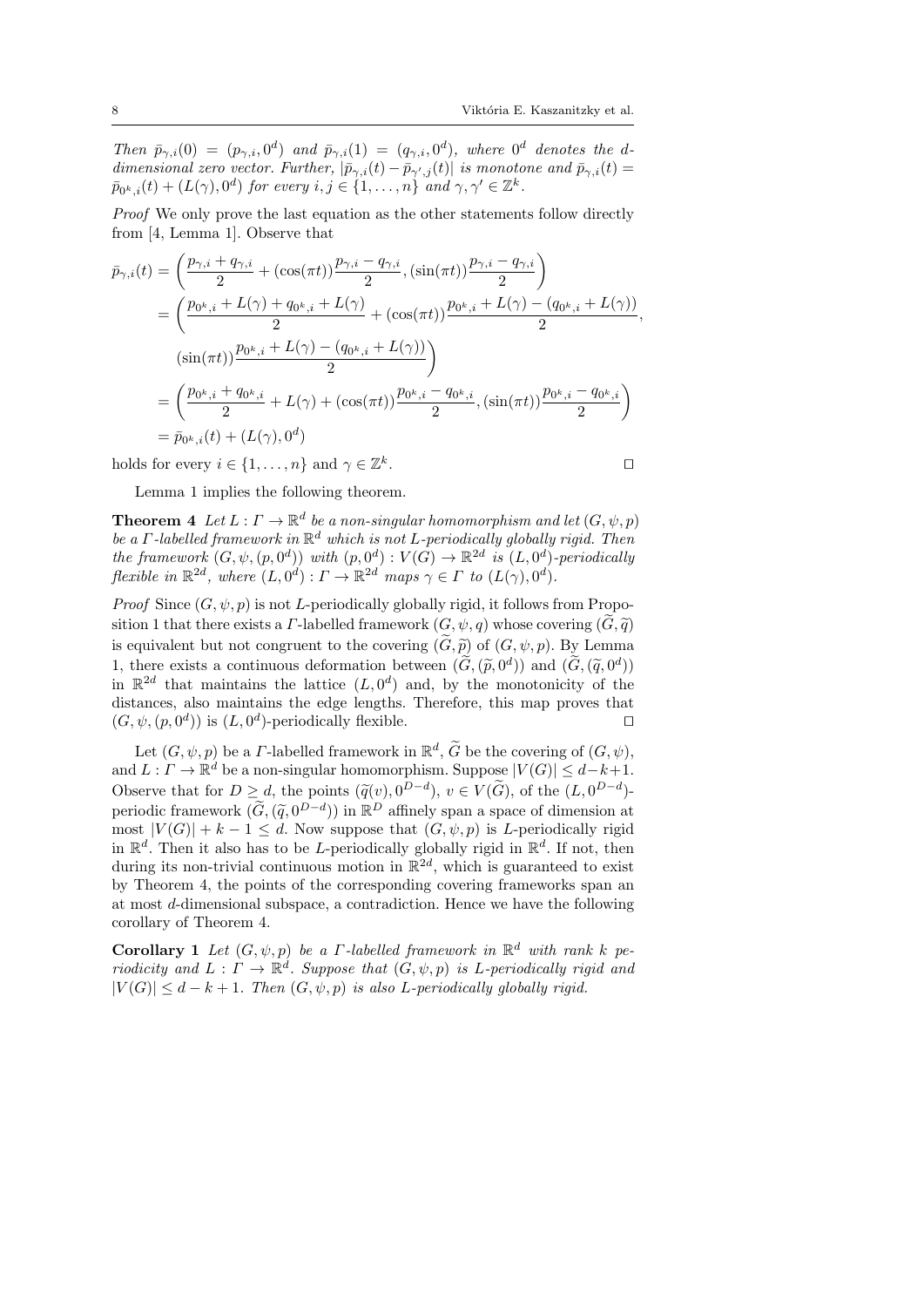*Then $\bar{p}_{\gamma,i}(0) = (p_{\gamma,i}, 0^d)$ and $\bar{p}_{\gamma,i}(1) = (q_{\gamma,i}, 0^d)$, where $0^d$ denotes the $d$-dimensional zero vector. Further, $|\bar{p}_{\gamma,i}(t) - \bar{p}_{\gamma',j}(t)|$ is monotone and $\bar{p}_{\gamma,i}(t) = \bar{p}_{0^k,i}(t) + (L(\gamma), 0^d)$ for every $i, j \in \{1, \dots, n\}$ and $\gamma, \gamma' \in \mathbb{Z}^k$.*

*Proof* We only prove the last equation as the other statements follow directly from [4, Lemma 1]. Observe that

$$
\begin{aligned}
\bar{p}_{\gamma,i}(t) &= \left( \frac{p_{\gamma,i} + q_{\gamma,i}}{2} + (\cos(\pi t)) \frac{p_{\gamma,i} - q_{\gamma,i}}{2}, (\sin(\pi t)) \frac{p_{\gamma,i} - q_{\gamma,i}}{2} \right) \\
&= \left( \frac{p_{0^k,i} + L(\gamma) + q_{0^k,i} + L(\gamma)}{2} + (\cos(\pi t)) \frac{p_{0^k,i} + L(\gamma) - (q_{0^k,i} + L(\gamma))}{2}, \right. \\
&\qquad \left. (\sin(\pi t)) \frac{p_{0^k,i} + L(\gamma) - (q_{0^k,i} + L(\gamma))}{2} \right) \\
&= \left( \frac{p_{0^k,i} + q_{0^k,i}}{2} + L(\gamma) + (\cos(\pi t)) \frac{p_{0^k,i} - q_{0^k,i}}{2}, (\sin(\pi t)) \frac{p_{0^k,i} - q_{0^k,i}}{2} \right) \\
&= \bar{p}_{0^k,i}(t) + (L(\gamma), 0^d)
\end{aligned}
$$

holds for every $i \in \{1, \dots, n\}$ and $\gamma \in \mathbb{Z}^k$. □

Lemma 1 implies the following theorem.

**Theorem 4** *Let $L : \Gamma \to \mathbb{R}^d$ be a non-singular homomorphism and let $(G, \psi, p)$ be a $\Gamma$-labelled framework in $\mathbb{R}^d$ which is not $L$-periodically globally rigid. Then the framework $(G, \psi, (p, 0^d))$ with $(p, 0^d) : V(G) \to \mathbb{R}^{2d}$ is $(L, 0^d)$-periodically flexible in $\mathbb{R}^{2d}$, where $(L, 0^d) : \Gamma \to \mathbb{R}^{2d}$ maps $\gamma \in \Gamma$ to $(L(\gamma), 0^d)$.*

*Proof* Since $(G, \psi, p)$ is not $L$-periodically globally rigid, it follows from Proposition 1 that there exists a $\Gamma$-labelled framework $(G, \psi, q)$ whose covering $(\widetilde{G}, \widetilde{q})$ is equivalent but not congruent to the covering $(\widetilde{G}, \widetilde{p})$ of $(G, \psi, p)$. By Lemma 1, there exists a continuous deformation between $(\widetilde{G}, (\widetilde{p}, 0^d))$ and $(\widetilde{G}, (\widetilde{q}, 0^d))$ in $\mathbb{R}^{2d}$ that maintains the lattice $(L, 0^d)$ and, by the monotonicity of the distances, also maintains the edge lengths. Therefore, this map proves that $(G, \psi, (p, 0^d))$ is $(L, 0^d)$-periodically flexible. □

Let $(G, \psi, p)$ be a $\Gamma$-labelled framework in $\mathbb{R}^d$, $\widetilde{G}$ be the covering of $(G, \psi)$, and $L : \Gamma \to \mathbb{R}^d$ be a non-singular homomorphism. Suppose $|V(G)| \leq d - k + 1$. Observe that for $D \geq d$, the points $(\widetilde{q}(v), 0^{D-d})$, $v \in V(\widetilde{G})$, of the $(L, 0^{D-d})$-periodic framework $(\widetilde{G}, (\widetilde{q}, 0^{D-d}))$ in $\mathbb{R}^D$ affinely span a space of dimension at most $|V(G)| + k - 1 \leq d$. Now suppose that $(G, \psi, p)$ is $L$-periodically rigid in $\mathbb{R}^d$. Then it also has to be $L$-periodically globally rigid in $\mathbb{R}^d$. If not, then during its non-trivial continuous motion in $\mathbb{R}^{2d}$, which is guaranteed to exist by Theorem 4, the points of the corresponding covering frameworks span an at most $d$-dimensional subspace, a contradiction. Hence we have the following corollary of Theorem 4.

**Corollary 1** *Let $(G, \psi, p)$ be a $\Gamma$-labelled framework in $\mathbb{R}^d$ with rank $k$ periodicity and $L : \Gamma \to \mathbb{R}^d$. Suppose that $(G, \psi, p)$ is $L$-periodically rigid and $|V(G)| \leq d - k + 1$. Then $(G, \psi, p)$ is also $L$-periodically globally rigid.*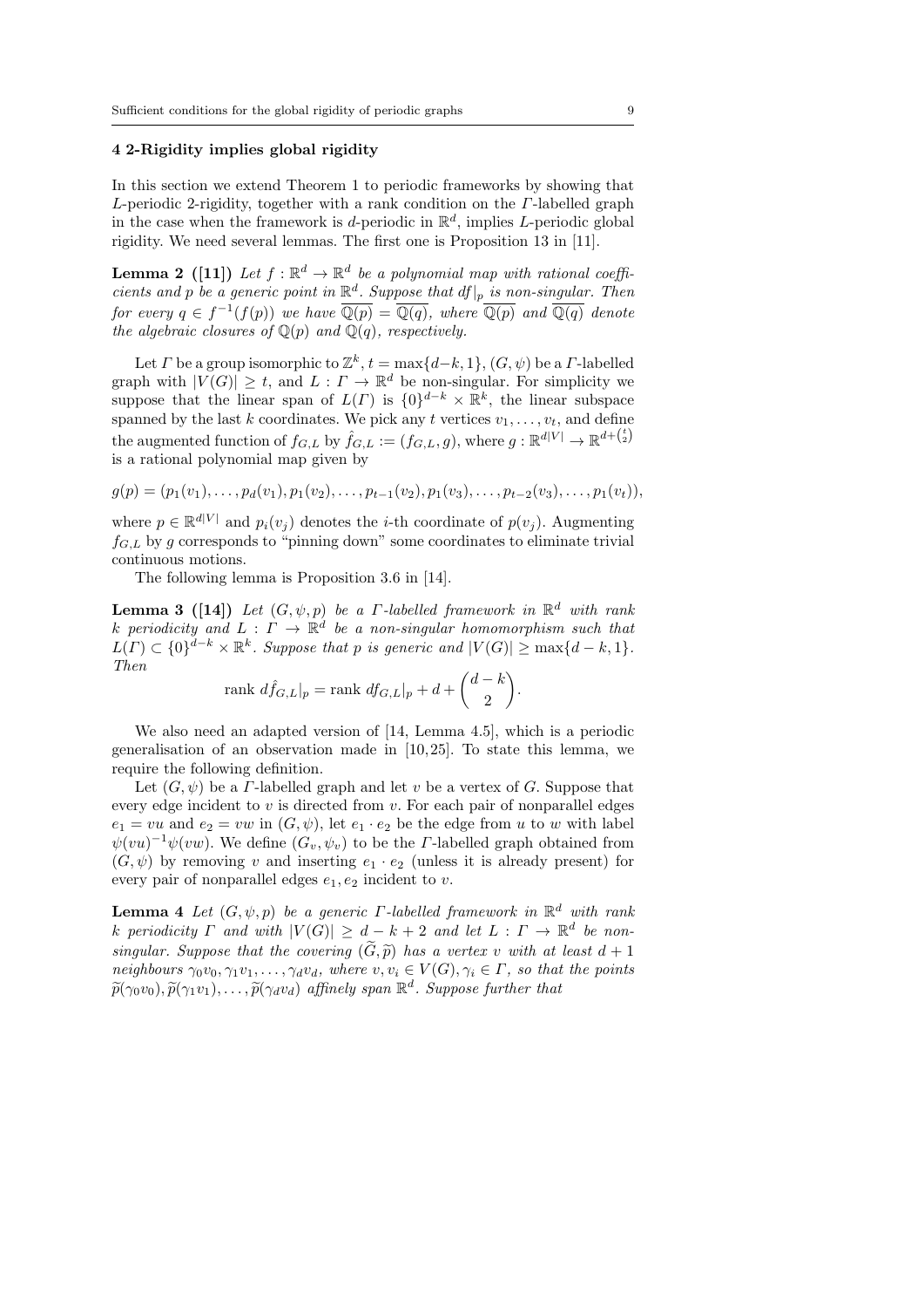## 4 2-Rigidity implies global rigidity

In this section we extend Theorem 1 to periodic frameworks by showing that $L$-periodic 2-rigidity, together with a rank condition on the $\Gamma$-labelled graph in the case when the framework is $d$-periodic in $\mathbb{R}^d$, implies $L$-periodic global rigidity. We need several lemmas. The first one is Proposition 13 in [11].

**Lemma 2 ([11])** *Let $f : \mathbb{R}^d \to \mathbb{R}^d$ be a polynomial map with rational coefficients and $p$ be a generic point in $\mathbb{R}^d$. Suppose that $df|_p$ is non-singular. Then for every $q \in f^{-1}(f(p))$ we have $\overline{\mathbb{Q}(p)} = \overline{\mathbb{Q}(q)}$, where $\overline{\mathbb{Q}(p)}$ and $\overline{\mathbb{Q}(q)}$ denote the algebraic closures of $\mathbb{Q}(p)$ and $\mathbb{Q}(q)$, respectively.*

Let $\Gamma$ be a group isomorphic to $\mathbb{Z}^k$, $t = \max\{d-k, 1\}$, $(G, \psi)$ be a $\Gamma$-labelled graph with $|V(G)| \geq t$, and $L : \Gamma \to \mathbb{R}^d$ be non-singular. For simplicity we suppose that the linear span of $L(\Gamma)$ is $\{0\}^{d-k} \times \mathbb{R}^k$, the linear subspace spanned by the last $k$ coordinates. We pick any $t$ vertices $v_1, \ldots, v_t$, and define the augmented function of $f_{G,L}$ by $\hat{f}_{G,L} := (f_{G,L}, g)$, where $g : \mathbb{R}^{d|V|} \to \mathbb{R}^{d+\binom{t}{2}}$ is a rational polynomial map given by

$$g(p) = (p_1(v_1), \ldots, p_d(v_1), p_1(v_2), \ldots, p_{t-1}(v_2), p_1(v_3), \ldots, p_{t-2}(v_3), \ldots, p_1(v_t)),$$

where $p \in \mathbb{R}^{d|V|}$ and $p_i(v_j)$ denotes the $i$-th coordinate of $p(v_j)$. Augmenting $f_{G,L}$ by $g$ corresponds to "pinning down" some coordinates to eliminate trivial continuous motions.

The following lemma is Proposition 3.6 in [14].

**Lemma 3 ([14])** *Let $(G, \psi, p)$ be a $\Gamma$-labelled framework in $\mathbb{R}^d$ with rank $k$ periodicity and $L : \Gamma \to \mathbb{R}^d$ be a non-singular homomorphism such that $L(\Gamma) \subset \{0\}^{d-k} \times \mathbb{R}^k$. Suppose that $p$ is generic and $|V(G)| \geq \max\{d-k, 1\}$. Then*

$$\text{rank } d\hat{f}_{G,L}|_p = \text{rank } df_{G,L}|_p + d + \binom{d-k}{2}.$$

We also need an adapted version of [14, Lemma 4.5], which is a periodic generalisation of an observation made in [10, 25]. To state this lemma, we require the following definition.

Let $(G, \psi)$ be a $\Gamma$-labelled graph and let $v$ be a vertex of $G$. Suppose that every edge incident to $v$ is directed from $v$. For each pair of nonparallel edges $e_1 = vu$ and $e_2 = vw$ in $(G, \psi)$, let $e_1 \cdot e_2$ be the edge from $u$ to $w$ with label $\psi(vu)^{-1}\psi(vw)$. We define $(G_v, \psi_v)$ to be the $\Gamma$-labelled graph obtained from $(G, \psi)$ by removing $v$ and inserting $e_1 \cdot e_2$ (unless it is already present) for every pair of nonparallel edges $e_1, e_2$ incident to $v$.

**Lemma 4** *Let $(G, \psi, p)$ be a generic $\Gamma$-labelled framework in $\mathbb{R}^d$ with rank $k$ periodicity $\Gamma$ and with $|V(G)| \geq d-k+2$ and let $L : \Gamma \to \mathbb{R}^d$ be non-singular. Suppose that the covering $(\widetilde{G}, \widetilde{p})$ has a vertex $v$ with at least $d+1$ neighbours $\gamma_0 v_0, \gamma_1 v_1, \ldots, \gamma_d v_d$, where $v, v_i \in V(G), \gamma_i \in \Gamma$, so that the points $\widetilde{p}(\gamma_0 v_0), \widetilde{p}(\gamma_1 v_1), \ldots, \widetilde{p}(\gamma_d v_d)$ affinely span $\mathbb{R}^d$. Suppose further that*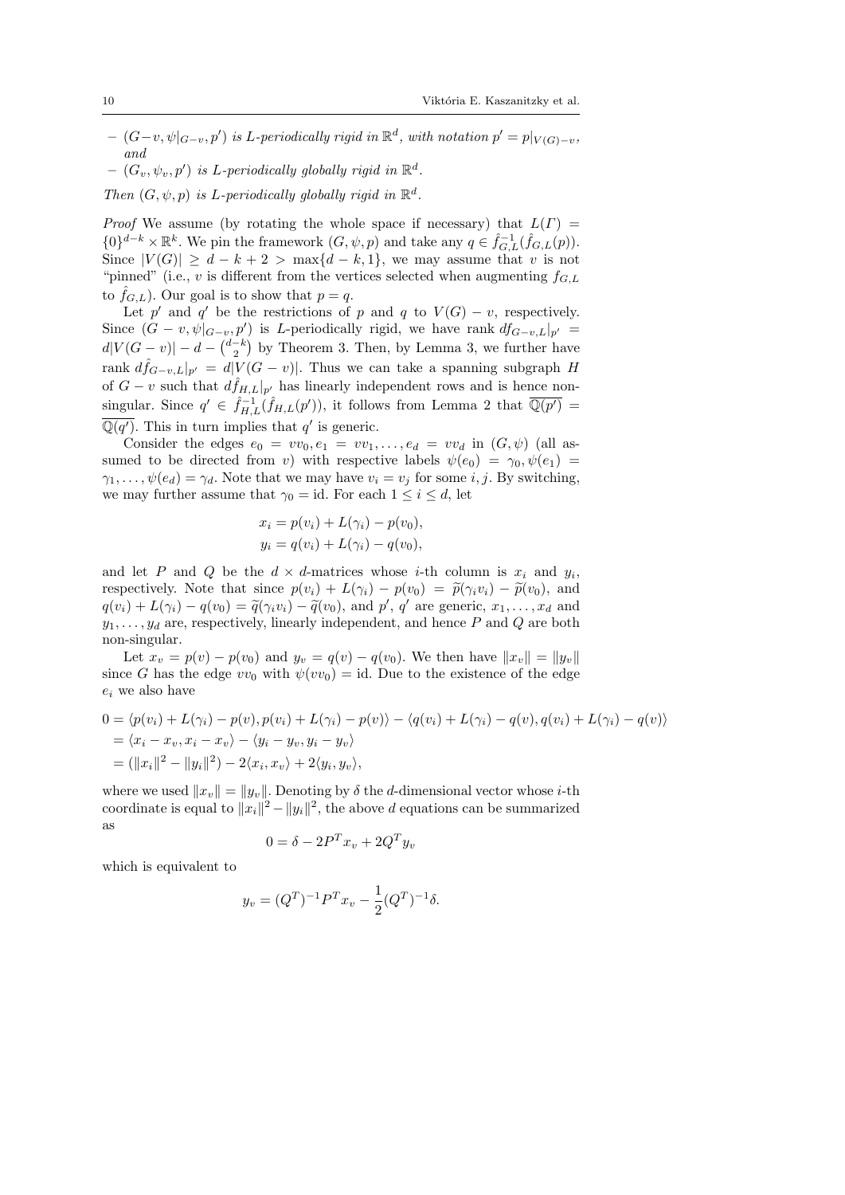– $(G-v, \psi|_{G-v}, p')$ *is $L$-periodically rigid in $\mathbb{R}^d$, with notation $p' = p|_{V(G)-v}$, and*

– $(G_v, \psi_v, p')$ *is $L$-periodically globally rigid in $\mathbb{R}^d$.*

*Then $(G, \psi, p)$ is $L$-periodically globally rigid in $\mathbb{R}^d$.*

*Proof* We assume (by rotating the whole space if necessary) that $L(\Gamma) = \{0\}^{d-k} \times \mathbb{R}^k$. We pin the framework $(G, \psi, p)$ and take any $q \in \hat{f}_{G,L}^{-1}(\hat{f}_{G,L}(p))$. Since $|V(G)| \geq d - k + 2 > \max\{d-k, 1\}$, we may assume that $v$ is not "pinned" (i.e., $v$ is different from the vertices selected when augmenting $f_{G,L}$ to $\hat{f}_{G,L}$). Our goal is to show that $p = q$.

Let $p'$ and $q'$ be the restrictions of $p$ and $q$ to $V(G) - v$, respectively. Since $(G - v, \psi|_{G-v}, p')$ is $L$-periodically rigid, we have rank $df_{G-v,L}|_{p'} = d|V(G-v)| - d - \binom{d-k}{2}$ by Theorem 3. Then, by Lemma 3, we further have rank $d\hat{f}_{G-v,L}|_{p'} = d|V(G-v)|$. Thus we can take a spanning subgraph $H$ of $G - v$ such that $d\hat{f}_{H,L}|_{p'}$ has linearly independent rows and is hence non-singular. Since $q' \in \hat{f}_{H,L}^{-1}(\hat{f}_{H,L}(p'))$, it follows from Lemma 2 that $\overline{\mathbb{Q}(p')} = \overline{\mathbb{Q}(q')}$. This in turn implies that $q'$ is generic.

Consider the edges $e_0 = vv_0, e_1 = vv_1, \ldots, e_d = vv_d$ in $(G, \psi)$ (all assumed to be directed from $v$) with respective labels $\psi(e_0) = \gamma_0, \psi(e_1) = \gamma_1, \ldots, \psi(e_d) = \gamma_d$. Note that we may have $v_i = v_j$ for some $i, j$. By switching, we may further assume that $\gamma_0 = \text{id}$. For each $1 \leq i \leq d$, let

$$x_i = p(v_i) + L(\gamma_i) - p(v_0),$$
$$y_i = q(v_i) + L(\gamma_i) - q(v_0),$$

and let $P$ and $Q$ be the $d \times d$-matrices whose $i$-th column is $x_i$ and $y_i$, respectively. Note that since $p(v_i) + L(\gamma_i) - p(v_0) = \widetilde{p}(\gamma_i v_i) - \widetilde{p}(v_0)$, and $q(v_i) + L(\gamma_i) - q(v_0) = \widetilde{q}(\gamma_i v_i) - \widetilde{q}(v_0)$, and $p'$, $q'$ are generic, $x_1, \ldots, x_d$ and $y_1, \ldots, y_d$ are, respectively, linearly independent, and hence $P$ and $Q$ are both non-singular.

Let $x_v = p(v) - p(v_0)$ and $y_v = q(v) - q(v_0)$. We then have $\|x_v\| = \|y_v\|$ since $G$ has the edge $vv_0$ with $\psi(vv_0) = \text{id}$. Due to the existence of the edge $e_i$ we also have

$$\begin{aligned}
0 &= \langle p(v_i) + L(\gamma_i) - p(v), p(v_i) + L(\gamma_i) - p(v)\rangle - \langle q(v_i) + L(\gamma_i) - q(v), q(v_i) + L(\gamma_i) - q(v)\rangle \\
&= \langle x_i - x_v, x_i - x_v\rangle - \langle y_i - y_v, y_i - y_v\rangle \\
&= (\|x_i\|^2 - \|y_i\|^2) - 2\langle x_i, x_v\rangle + 2\langle y_i, y_v\rangle,
\end{aligned}$$

where we used $\|x_v\| = \|y_v\|$. Denoting by $\delta$ the $d$-dimensional vector whose $i$-th coordinate is equal to $\|x_i\|^2 - \|y_i\|^2$, the above $d$ equations can be summarized as

$$0 = \delta - 2P^T x_v + 2Q^T y_v$$

which is equivalent to

$$y_v = (Q^T)^{-1} P^T x_v - \frac{1}{2}(Q^T)^{-1}\delta.$$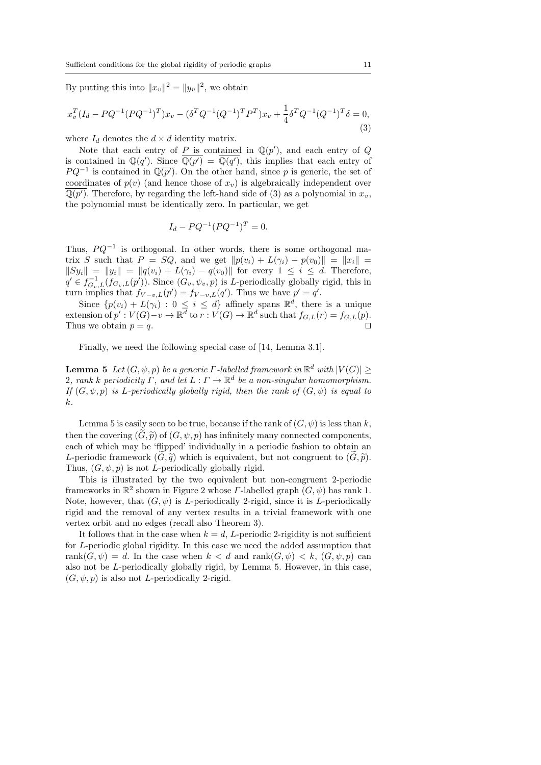By putting this into $\|x_v\|^2 = \|y_v\|^2$, we obtain

$$x_v^T(I_d - PQ^{-1}(PQ^{-1})^T)x_v - (\delta^T Q^{-1}(Q^{-1})^T P^T)x_v + \frac{1}{4}\delta^T Q^{-1}(Q^{-1})^T\delta = 0, \tag{3}$$

where $I_d$ denotes the $d \times d$ identity matrix.

Note that each entry of $P$ is contained in $\mathbb{Q}(p')$, and each entry of $Q$ is contained in $\mathbb{Q}(q')$. Since $\overline{\mathbb{Q}(p')} = \overline{\mathbb{Q}(q')}$, this implies that each entry of $PQ^{-1}$ is contained in $\overline{\mathbb{Q}(p')}$. On the other hand, since $p$ is generic, the set of coordinates of $p(v)$ (and hence those of $x_v$) is algebraically independent over $\overline{\mathbb{Q}(p')}$. Therefore, by regarding the left-hand side of (3) as a polynomial in $x_v$, the polynomial must be identically zero. In particular, we get

$$I_d - PQ^{-1}(PQ^{-1})^T = 0.$$

Thus, $PQ^{-1}$ is orthogonal. In other words, there is some orthogonal matrix $S$ such that $P = SQ$, and we get $\|p(v_i) + L(\gamma_i) - p(v_0)\| = \|x_i\| = \|Sy_i\| = \|y_i\| = \|q(v_i) + L(\gamma_i) - q(v_0)\|$ for every $1 \leq i \leq d$. Therefore, $q' \in f_{G_v,L}^{-1}(f_{G_v,L}(p'))$. Since $(G_v, \psi_v, p)$ is $L$-periodically globally rigid, this in turn implies that $f_{V-v,L}(p') = f_{V-v,L}(q')$. Thus we have $p' = q'$.

Since $\{p(v_i) + L(\gamma_i) : 0 \leq i \leq d\}$ affinely spans $\mathbb{R}^d$, there is a unique extension of $p' : V(G) - v \to \mathbb{R}^d$ to $r : V(G) \to \mathbb{R}^d$ such that $f_{G,L}(r) = f_{G,L}(p)$. Thus we obtain $p = q$. $\square$

Finally, we need the following special case of [14, Lemma 3.1].

**Lemma 5** *Let $(G, \psi, p)$ be a generic $\Gamma$-labelled framework in $\mathbb{R}^d$ with $|V(G)| \geq 2$, rank $k$ periodicity $\Gamma$, and let $L : \Gamma \to \mathbb{R}^d$ be a non-singular homomorphism. If $(G, \psi, p)$ is $L$-periodically globally rigid, then the rank of $(G, \psi)$ is equal to $k$.*

Lemma 5 is easily seen to be true, because if the rank of $(G, \psi)$ is less than $k$, then the covering $(\widetilde{G}, \widetilde{p})$ of $(G, \psi, p)$ has infinitely many connected components, each of which may be 'flipped' individually in a periodic fashion to obtain an $L$-periodic framework $(\widetilde{G}, \widetilde{q})$ which is equivalent, but not congruent to $(\widetilde{G}, \widetilde{p})$. Thus, $(G, \psi, p)$ is not $L$-periodically globally rigid.

This is illustrated by the two equivalent but non-congruent 2-periodic frameworks in $\mathbb{R}^2$ shown in Figure 2 whose $\Gamma$-labelled graph $(G, \psi)$ has rank 1. Note, however, that $(G, \psi)$ is $L$-periodically 2-rigid, since it is $L$-periodically rigid and the removal of any vertex results in a trivial framework with one vertex orbit and no edges (recall also Theorem 3).

It follows that in the case when $k = d$, $L$-periodic 2-rigidity is not sufficient for $L$-periodic global rigidity. In this case we need the added assumption that $\text{rank}(G, \psi) = d$. In the case when $k < d$ and $\text{rank}(G, \psi) < k$, $(G, \psi, p)$ can also not be $L$-periodically globally rigid, by Lemma 5. However, in this case, $(G, \psi, p)$ is also not $L$-periodically 2-rigid.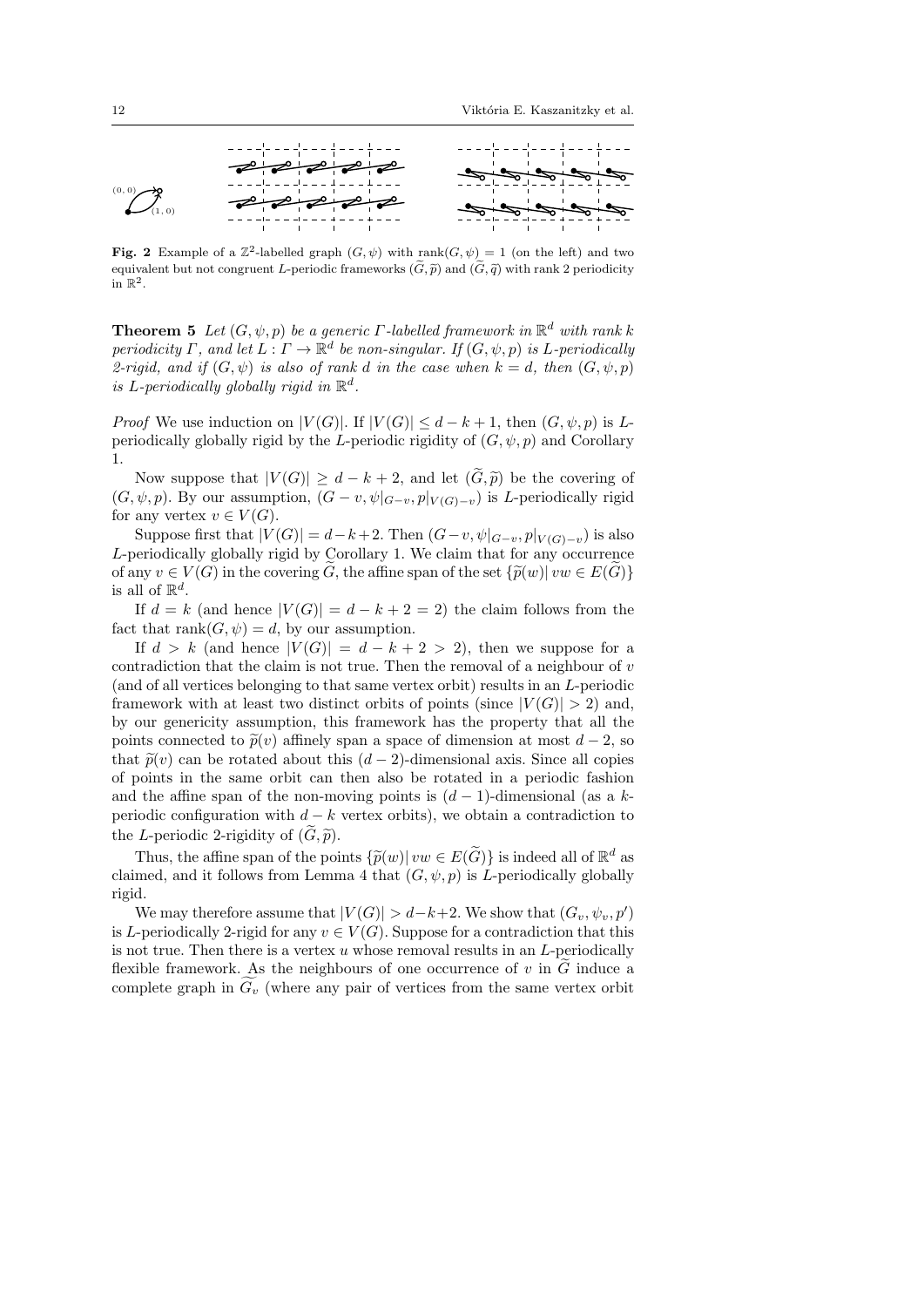**Fig. 2** Example of a $\mathbb{Z}^2$-labelled graph $(G, \psi)$ with $\text{rank}(G, \psi) = 1$ (on the left) and two equivalent but not congruent $L$-periodic frameworks $(\widetilde{G}, \widetilde{p})$ and $(\widetilde{G}, \widetilde{q})$ with rank 2 periodicity in $\mathbb{R}^2$.

**Theorem 5** *Let $(G, \psi, p)$ be a generic $\Gamma$-labelled framework in $\mathbb{R}^d$ with rank $k$ periodicity $\Gamma$, and let $L : \Gamma \to \mathbb{R}^d$ be non-singular. If $(G, \psi, p)$ is $L$-periodically 2-rigid, and if $(G, \psi)$ is also of rank $d$ in the case when $k = d$, then $(G, \psi, p)$ is $L$-periodically globally rigid in $\mathbb{R}^d$.*

*Proof* We use induction on $|V(G)|$. If $|V(G)| \leq d - k + 1$, then $(G, \psi, p)$ is $L$-periodically globally rigid by the $L$-periodic rigidity of $(G, \psi, p)$ and Corollary 1.

Now suppose that $|V(G)| \geq d - k + 2$, and let $(\widetilde{G}, \widetilde{p})$ be the covering of $(G, \psi, p)$. By our assumption, $(G - v, \psi|_{G-v}, p|_{V(G)-v})$ is $L$-periodically rigid for any vertex $v \in V(G)$.

Suppose first that $|V(G)| = d-k+2$. Then $(G-v, \psi|_{G-v}, p|_{V(G)-v})$ is also $L$-periodically globally rigid by Corollary 1. We claim that for any occurrence of any $v \in V(G)$ in the covering $\widetilde{G}$, the affine span of the set $\{\widetilde{p}(w) | \, vw \in E(\widetilde{G})\}$ is all of $\mathbb{R}^d$.

If $d = k$ (and hence $|V(G)| = d - k + 2 = 2$) the claim follows from the fact that $\text{rank}(G, \psi) = d$, by our assumption.

If $d > k$ (and hence $|V(G)| = d - k + 2 > 2$), then we suppose for a contradiction that the claim is not true. Then the removal of a neighbour of $v$ (and of all vertices belonging to that same vertex orbit) results in an $L$-periodic framework with at least two distinct orbits of points (since $|V(G)| > 2$) and, by our genericity assumption, this framework has the property that all the points connected to $\widetilde{p}(v)$ affinely span a space of dimension at most $d - 2$, so that $\widetilde{p}(v)$ can be rotated about this $(d - 2)$-dimensional axis. Since all copies of points in the same orbit can then also be rotated in a periodic fashion and the affine span of the non-moving points is $(d - 1)$-dimensional (as a $k$-periodic configuration with $d - k$ vertex orbits), we obtain a contradiction to the $L$-periodic 2-rigidity of $(\widetilde{G}, \widetilde{p})$.

Thus, the affine span of the points $\{\widetilde{p}(w) | \, vw \in E(\widetilde{G})\}$ is indeed all of $\mathbb{R}^d$ as claimed, and it follows from Lemma 4 that $(G, \psi, p)$ is $L$-periodically globally rigid.

We may therefore assume that $|V(G)| > d-k+2$. We show that $(G_v, \psi_v, p')$ is $L$-periodically 2-rigid for any $v \in V(G)$. Suppose for a contradiction that this is not true. Then there is a vertex $u$ whose removal results in an $L$-periodically flexible framework. As the neighbours of one occurrence of $v$ in $\widetilde{G}$ induce a complete graph in $\widetilde{G_v}$ (where any pair of vertices from the same vertex orbit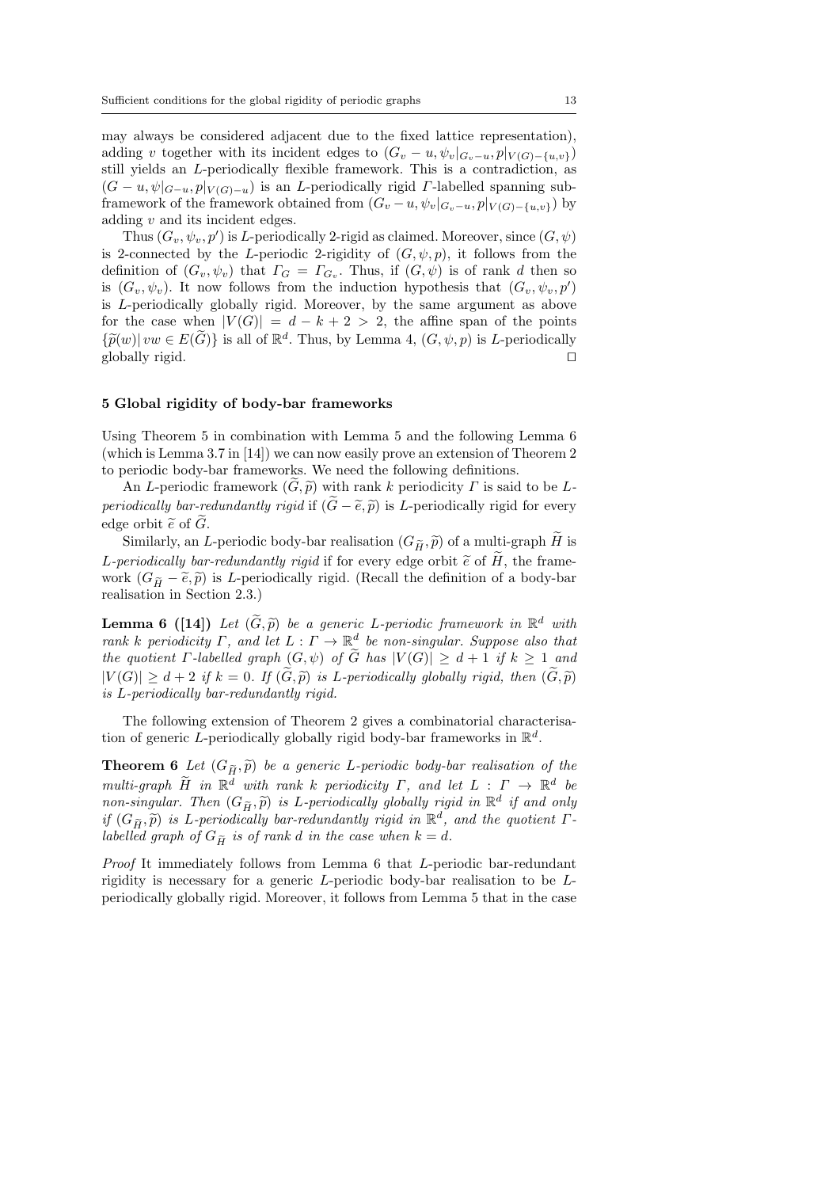may always be considered adjacent due to the fixed lattice representation), adding $v$ together with its incident edges to $(G_v - u, \psi_v|_{G_v - u}, p|_{V(G)-\{u,v\}})$ still yields an $L$-periodically flexible framework. This is a contradiction, as $(G-u, \psi|_{G-u}, p|_{V(G)-u})$ is an $L$-periodically rigid $\Gamma$-labelled spanning subframework of the framework obtained from $(G_v - u, \psi_v|_{G_v-u}, p|_{V(G)-\{u,v\}})$ by adding $v$ and its incident edges.

Thus $(G_v, \psi_v, p')$ is $L$-periodically 2-rigid as claimed. Moreover, since $(G, \psi)$ is 2-connected by the $L$-periodic 2-rigidity of $(G, \psi, p)$, it follows from the definition of $(G_v, \psi_v)$ that $\Gamma_G = \Gamma_{G_v}$. Thus, if $(G, \psi)$ is of rank $d$ then so is $(G_v, \psi_v)$. It now follows from the induction hypothesis that $(G_v, \psi_v, p')$ is $L$-periodically globally rigid. Moreover, by the same argument as above for the case when $|V(G)| = d - k + 2 > 2$, the affine span of the points $\{\widetilde{p}(w) | \, vw \in E(\widetilde{G})\}$ is all of $\mathbb{R}^d$. Thus, by Lemma 4, $(G, \psi, p)$ is $L$-periodically globally rigid. □

## 5 Global rigidity of body-bar frameworks

Using Theorem 5 in combination with Lemma 5 and the following Lemma 6 (which is Lemma 3.7 in [14]) we can now easily prove an extension of Theorem 2 to periodic body-bar frameworks. We need the following definitions.

An $L$-periodic framework $(\widetilde{G}, \widetilde{p})$ with rank $k$ periodicity $\Gamma$ is said to be *$L$-periodically bar-redundantly rigid* if $(\widetilde{G} - \widetilde{e}, \widetilde{p})$ is $L$-periodically rigid for every edge orbit $\widetilde{e}$ of $\widetilde{G}$.

Similarly, an $L$-periodic body-bar realisation $(G_{\widetilde{H}}, \widetilde{p})$ of a multi-graph $\widetilde{H}$ is *$L$-periodically bar-redundantly rigid* if for every edge orbit $\widetilde{e}$ of $\widetilde{H}$, the framework $(G_{\widetilde{H}} - \widetilde{e}, \widetilde{p})$ is $L$-periodically rigid. (Recall the definition of a body-bar realisation in Section 2.3.)

**Lemma 6 ([14])** *Let $(\widetilde{G}, \widetilde{p})$ be a generic $L$-periodic framework in $\mathbb{R}^d$ with rank $k$ periodicity $\Gamma$, and let $L : \Gamma \to \mathbb{R}^d$ be non-singular. Suppose also that the quotient $\Gamma$-labelled graph $(G, \psi)$ of $\widetilde{G}$ has $|V(G)| \geq d + 1$ if $k \geq 1$ and $|V(G)| \geq d + 2$ if $k = 0$. If $(\widetilde{G}, \widetilde{p})$ is $L$-periodically globally rigid, then $(\widetilde{G}, \widetilde{p})$ is $L$-periodically bar-redundantly rigid.*

The following extension of Theorem 2 gives a combinatorial characterisation of generic $L$-periodically globally rigid body-bar frameworks in $\mathbb{R}^d$.

**Theorem 6** *Let $(G_{\widetilde{H}}, \widetilde{p})$ be a generic $L$-periodic body-bar realisation of the multi-graph $\widetilde{H}$ in $\mathbb{R}^d$ with rank $k$ periodicity $\Gamma$, and let $L : \Gamma \to \mathbb{R}^d$ be non-singular. Then $(G_{\widetilde{H}}, \widetilde{p})$ is $L$-periodically globally rigid in $\mathbb{R}^d$ if and only if $(G_{\widetilde{H}}, \widetilde{p})$ is $L$-periodically bar-redundantly rigid in $\mathbb{R}^d$, and the quotient $\Gamma$-labelled graph of $G_{\widetilde{H}}$ is of rank $d$ in the case when $k = d$.*

*Proof* It immediately follows from Lemma 6 that $L$-periodic bar-redundant rigidity is necessary for a generic $L$-periodic body-bar realisation to be $L$-periodically globally rigid. Moreover, it follows from Lemma 5 that in the case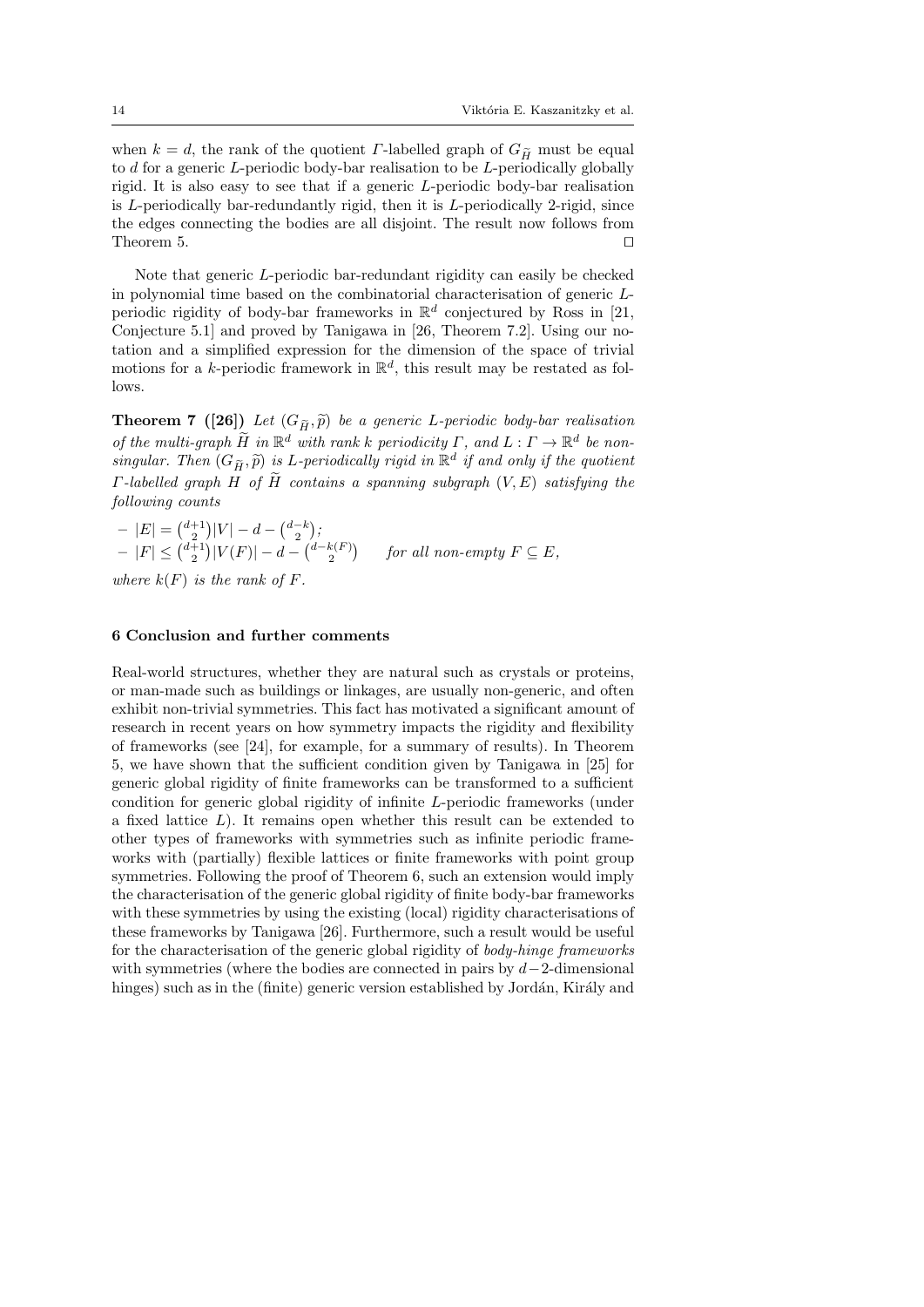when $k = d$, the rank of the quotient $\Gamma$-labelled graph of $G_{\widetilde{H}}$ must be equal to $d$ for a generic $L$-periodic body-bar realisation to be $L$-periodically globally rigid. It is also easy to see that if a generic $L$-periodic body-bar realisation is $L$-periodically bar-redundantly rigid, then it is $L$-periodically 2-rigid, since the edges connecting the bodies are all disjoint. The result now follows from Theorem 5. ⊓⊔

Note that generic $L$-periodic bar-redundant rigidity can easily be checked in polynomial time based on the combinatorial characterisation of generic $L$-periodic rigidity of body-bar frameworks in $\mathbb{R}^d$ conjectured by Ross in [21, Conjecture 5.1] and proved by Tanigawa in [26, Theorem 7.2]. Using our notation and a simplified expression for the dimension of the space of trivial motions for a $k$-periodic framework in $\mathbb{R}^d$, this result may be restated as follows.

**Theorem 7 ([26])** *Let $(G_{\widetilde{H}}, \widetilde{p})$ be a generic $L$-periodic body-bar realisation of the multi-graph $\widetilde{H}$ in $\mathbb{R}^d$ with rank $k$ periodicity $\Gamma$, and $L : \Gamma \to \mathbb{R}^d$ be non-singular. Then $(G_{\widetilde{H}}, \widetilde{p})$ is $L$-periodically rigid in $\mathbb{R}^d$ if and only if the quotient $\Gamma$-labelled graph $H$ of $\widetilde{H}$ contains a spanning subgraph $(V, E)$ satisfying the following counts*

- $|E| = \binom{d+1}{2}|V| - d - \binom{d-k}{2}$;
- $|F| \leq \binom{d+1}{2}|V(F)| - d - \binom{d-k(F)}{2}$ *for all non-empty* $F \subseteq E$,

*where $k(F)$ is the rank of $F$.*

## 6 Conclusion and further comments

Real-world structures, whether they are natural such as crystals or proteins, or man-made such as buildings or linkages, are usually non-generic, and often exhibit non-trivial symmetries. This fact has motivated a significant amount of research in recent years on how symmetry impacts the rigidity and flexibility of frameworks (see [24], for example, for a summary of results). In Theorem 5, we have shown that the sufficient condition given by Tanigawa in [25] for generic global rigidity of finite frameworks can be transformed to a sufficient condition for generic global rigidity of infinite $L$-periodic frameworks (under a fixed lattice $L$). It remains open whether this result can be extended to other types of frameworks with symmetries such as infinite periodic frameworks with (partially) flexible lattices or finite frameworks with point group symmetries. Following the proof of Theorem 6, such an extension would imply the characterisation of the generic global rigidity of finite body-bar frameworks with these symmetries by using the existing (local) rigidity characterisations of these frameworks by Tanigawa [26]. Furthermore, such a result would be useful for the characterisation of the generic global rigidity of *body-hinge frameworks* with symmetries (where the bodies are connected in pairs by $d-2$-dimensional hinges) such as in the (finite) generic version established by Jordán, Király and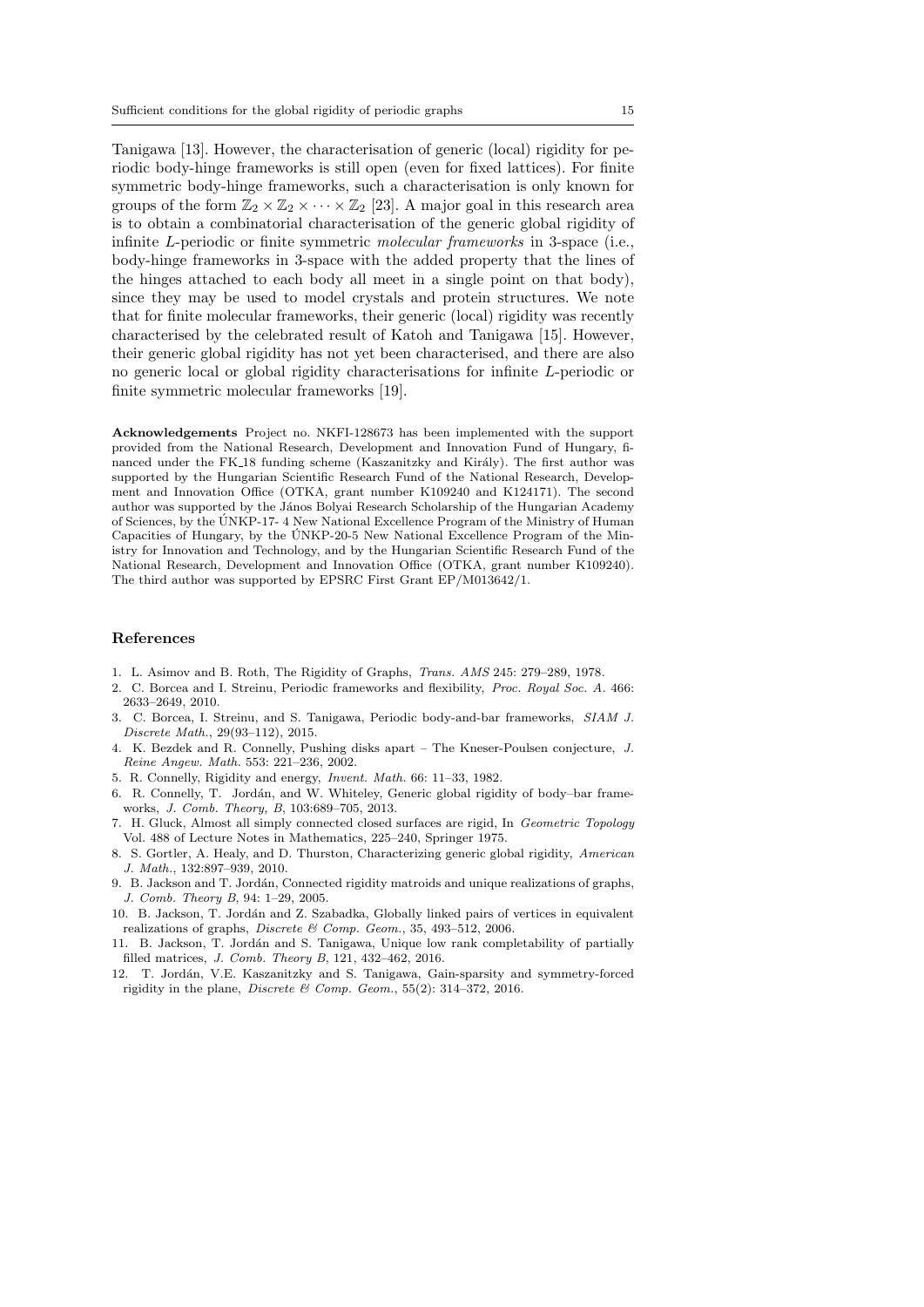Tanigawa [13]. However, the characterisation of generic (local) rigidity for periodic body-hinge frameworks is still open (even for fixed lattices). For finite symmetric body-hinge frameworks, such a characterisation is only known for groups of the form $\mathbb{Z}_2 \times \mathbb{Z}_2 \times \cdots \times \mathbb{Z}_2$ [23]. A major goal in this research area is to obtain a combinatorial characterisation of the generic global rigidity of infinite $L$-periodic or finite symmetric *molecular frameworks* in 3-space (i.e., body-hinge frameworks in 3-space with the added property that the lines of the hinges attached to each body all meet in a single point on that body), since they may be used to model crystals and protein structures. We note that for finite molecular frameworks, their generic (local) rigidity was recently characterised by the celebrated result of Katoh and Tanigawa [15]. However, their generic global rigidity has not yet been characterised, and there are also no generic local or global rigidity characterisations for infinite $L$-periodic or finite symmetric molecular frameworks [19].

**Acknowledgements** Project no. NKFI-128673 has been implemented with the support provided from the National Research, Development and Innovation Fund of Hungary, financed under the FK_18 funding scheme (Kaszanitzky and Király). The first author was supported by the Hungarian Scientific Research Fund of the National Research, Development and Innovation Office (OTKA, grant number K109240 and K124171). The second author was supported by the János Bolyai Research Scholarship of the Hungarian Academy of Sciences, by the ÚNKP-17- 4 New National Excellence Program of the Ministry of Human Capacities of Hungary, by the ÚNKP-20-5 New National Excellence Program of the Ministry for Innovation and Technology, and by the Hungarian Scientific Research Fund of the National Research, Development and Innovation Office (OTKA, grant number K109240). The third author was supported by EPSRC First Grant EP/M013642/1.

## References

1. L. Asimov and B. Roth, The Rigidity of Graphs, *Trans. AMS* 245: 279–289, 1978.
2. C. Borcea and I. Streinu, Periodic frameworks and flexibility, *Proc. Royal Soc. A*. 466: 2633–2649, 2010.
3. C. Borcea, I. Streinu, and S. Tanigawa, Periodic body-and-bar frameworks, *SIAM J. Discrete Math.*, 29(93–112), 2015.
4. K. Bezdek and R. Connelly, Pushing disks apart – The Kneser-Poulsen conjecture, *J. Reine Angew. Math.* 553: 221–236, 2002.
5. R. Connelly, Rigidity and energy, *Invent. Math.* 66: 11–33, 1982.
6. R. Connelly, T. Jordán, and W. Whiteley, Generic global rigidity of body–bar frameworks, *J. Comb. Theory, B*, 103:689–705, 2013.
7. H. Gluck, Almost all simply connected closed surfaces are rigid, In *Geometric Topology* Vol. 488 of Lecture Notes in Mathematics, 225–240, Springer 1975.
8. S. Gortler, A. Healy, and D. Thurston, Characterizing generic global rigidity, *American J. Math.*, 132:897–939, 2010.
9. B. Jackson and T. Jordán, Connected rigidity matroids and unique realizations of graphs, *J. Comb. Theory B*, 94: 1–29, 2005.
10. B. Jackson, T. Jordán and Z. Szabadka, Globally linked pairs of vertices in equivalent realizations of graphs, *Discrete & Comp. Geom.*, 35, 493–512, 2006.
11. B. Jackson, T. Jordán and S. Tanigawa, Unique low rank completability of partially filled matrices, *J. Comb. Theory B*, 121, 432–462, 2016.
12. T. Jordán, V.E. Kaszanitzky and S. Tanigawa, Gain-sparsity and symmetry-forced rigidity in the plane, *Discrete & Comp. Geom.*, 55(2): 314–372, 2016.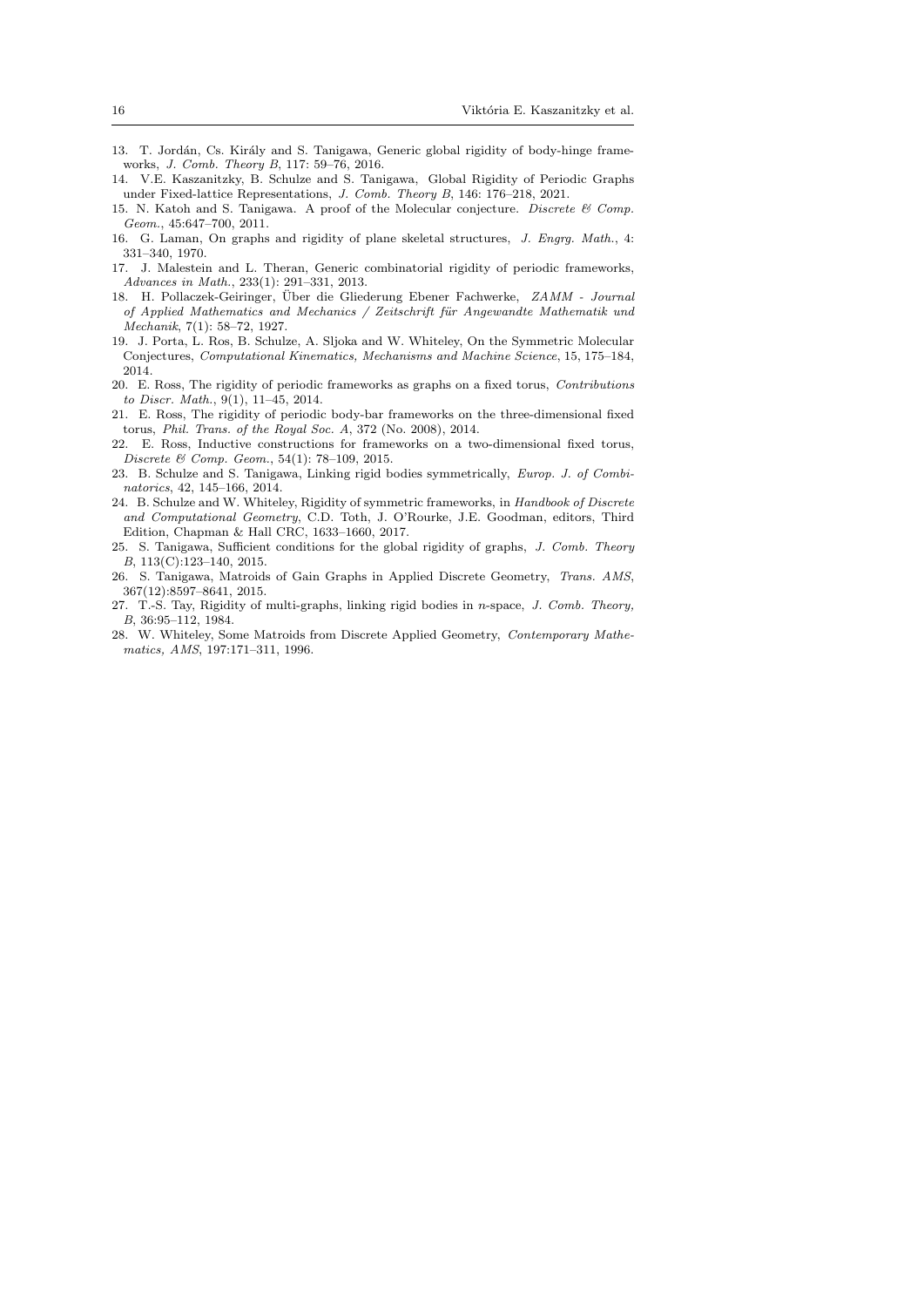13. T. Jordán, Cs. Király and S. Tanigawa, Generic global rigidity of body-hinge frameworks, *J. Comb. Theory B*, 117: 59–76, 2016.
14. V.E. Kaszanitzky, B. Schulze and S. Tanigawa, Global Rigidity of Periodic Graphs under Fixed-lattice Representations, *J. Comb. Theory B*, 146: 176–218, 2021.
15. N. Katoh and S. Tanigawa. A proof of the Molecular conjecture. *Discrete & Comp. Geom.*, 45:647–700, 2011.
16. G. Laman, On graphs and rigidity of plane skeletal structures, *J. Engrg. Math.*, 4: 331–340, 1970.
17. J. Malestein and L. Theran, Generic combinatorial rigidity of periodic frameworks, *Advances in Math.*, 233(1): 291–331, 2013.
18. H. Pollaczek-Geiringer, Über die Gliederung Ebener Fachwerke, *ZAMM - Journal of Applied Mathematics and Mechanics / Zeitschrift für Angewandte Mathematik und Mechanik*, 7(1): 58–72, 1927.
19. J. Porta, L. Ros, B. Schulze, A. Sljoka and W. Whiteley, On the Symmetric Molecular Conjectures, *Computational Kinematics, Mechanisms and Machine Science*, 15, 175–184, 2014.
20. E. Ross, The rigidity of periodic frameworks as graphs on a fixed torus, *Contributions to Discr. Math.*, 9(1), 11–45, 2014.
21. E. Ross, The rigidity of periodic body-bar frameworks on the three-dimensional fixed torus, *Phil. Trans. of the Royal Soc. A*, 372 (No. 2008), 2014.
22. E. Ross, Inductive constructions for frameworks on a two-dimensional fixed torus, *Discrete & Comp. Geom.*, 54(1): 78–109, 2015.
23. B. Schulze and S. Tanigawa, Linking rigid bodies symmetrically, *Europ. J. of Combinatorics*, 42, 145–166, 2014.
24. B. Schulze and W. Whiteley, Rigidity of symmetric frameworks, in *Handbook of Discrete and Computational Geometry*, C.D. Toth, J. O'Rourke, J.E. Goodman, editors, Third Edition, Chapman & Hall CRC, 1633–1660, 2017.
25. S. Tanigawa, Sufficient conditions for the global rigidity of graphs, *J. Comb. Theory B*, 113(C):123–140, 2015.
26. S. Tanigawa, Matroids of Gain Graphs in Applied Discrete Geometry, *Trans. AMS*, 367(12):8597–8641, 2015.
27. T.-S. Tay, Rigidity of multi-graphs, linking rigid bodies in $n$-space, *J. Comb. Theory, B*, 36:95–112, 1984.
28. W. Whiteley, Some Matroids from Discrete Applied Geometry, *Contemporary Mathematics, AMS*, 197:171–311, 1996.